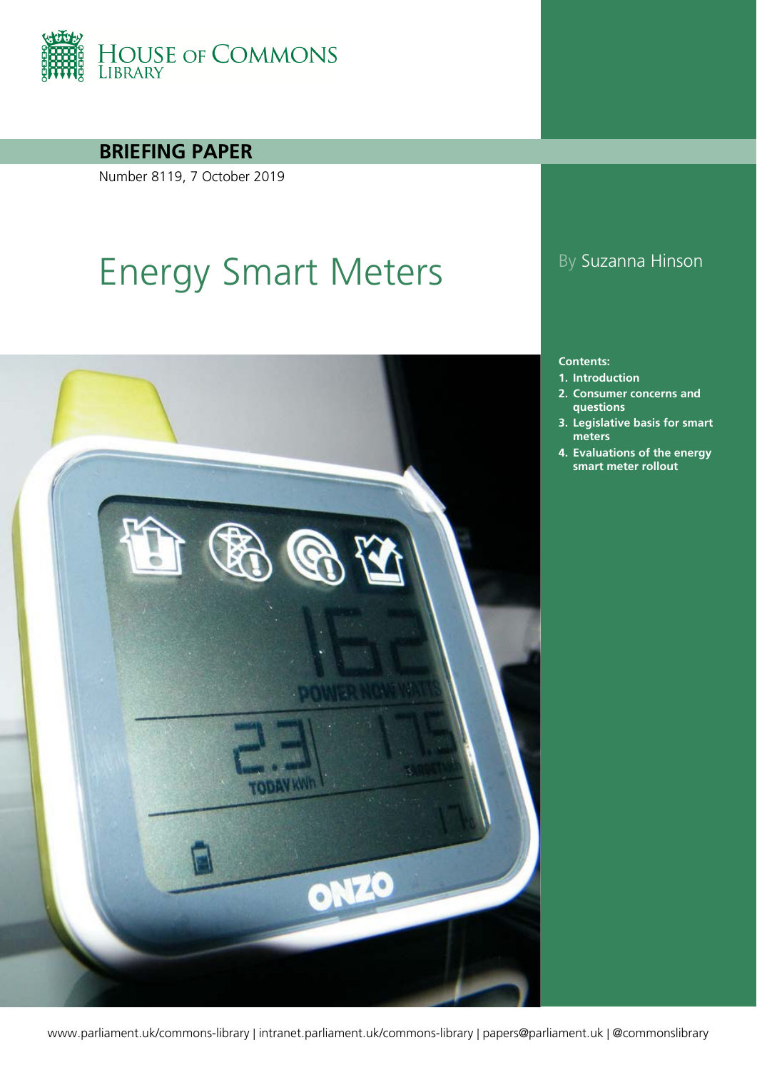HOUSE OF COMMONS LIBRARY

**BRIEFING PAPER**

Number 8119, 7 October 2019

# Energy Smart Meters

By Suzanna Hinson

**Contents:**

1. Introduction
2. Consumer concerns and questions
3. Legislative basis for smart meters
4. Evaluations of the energy smart meter rollout

www.parliament.uk/commons-library | intranet.parliament.uk/commons-library | papers@parliament.uk | @commonslibrary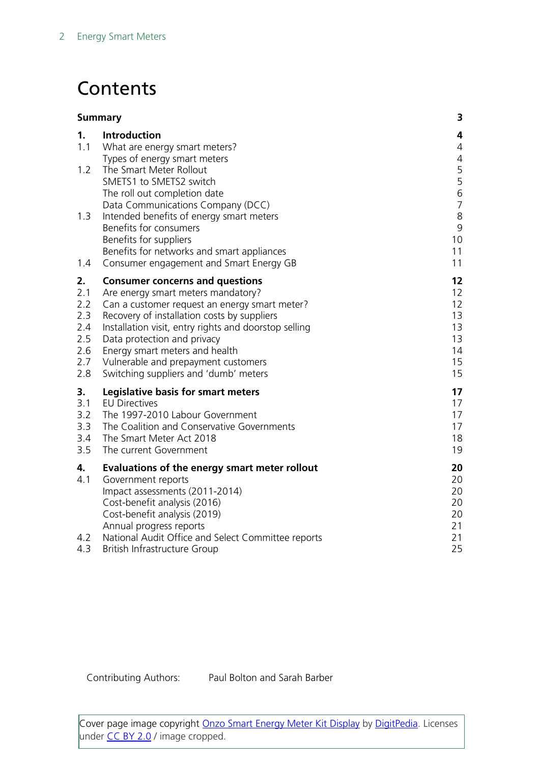# Contents

| | | |
|---|---|---|
| **Summary** | | **3** |
| **1.** | **Introduction** | **4** |
| 1.1 | What are energy smart meters? | 4 |
| | Types of energy smart meters | 4 |
| 1.2 | The Smart Meter Rollout | 5 |
| | SMETS1 to SMETS2 switch | 5 |
| | The roll out completion date | 6 |
| | Data Communications Company (DCC) | 7 |
| 1.3 | Intended benefits of energy smart meters | 8 |
| | Benefits for consumers | 9 |
| | Benefits for suppliers | 10 |
| | Benefits for networks and smart appliances | 11 |
| 1.4 | Consumer engagement and Smart Energy GB | 11 |
| **2.** | **Consumer concerns and questions** | **12** |
| 2.1 | Are energy smart meters mandatory? | 12 |
| 2.2 | Can a customer request an energy smart meter? | 12 |
| 2.3 | Recovery of installation costs by suppliers | 13 |
| 2.4 | Installation visit, entry rights and doorstop selling | 13 |
| 2.5 | Data protection and privacy | 13 |
| 2.6 | Energy smart meters and health | 14 |
| 2.7 | Vulnerable and prepayment customers | 15 |
| 2.8 | Switching suppliers and 'dumb' meters | 15 |
| **3.** | **Legislative basis for smart meters** | **17** |
| 3.1 | EU Directives | 17 |
| 3.2 | The 1997-2010 Labour Government | 17 |
| 3.3 | The Coalition and Conservative Governments | 17 |
| 3.4 | The Smart Meter Act 2018 | 18 |
| 3.5 | The current Government | 19 |
| **4.** | **Evaluations of the energy smart meter rollout** | **20** |
| 4.1 | Government reports | 20 |
| | Impact assessments (2011-2014) | 20 |
| | Cost-benefit analysis (2016) | 20 |
| | Cost-benefit analysis (2019) | 20 |
| | Annual progress reports | 21 |
| 4.2 | National Audit Office and Select Committee reports | 21 |
| 4.3 | British Infrastructure Group | 25 |

Contributing Authors: Paul Bolton and Sarah Barber

Cover page image copyright Onzo Smart Energy Meter Kit Display by DigitPedia. Licenses under CC BY 2.0 / image cropped.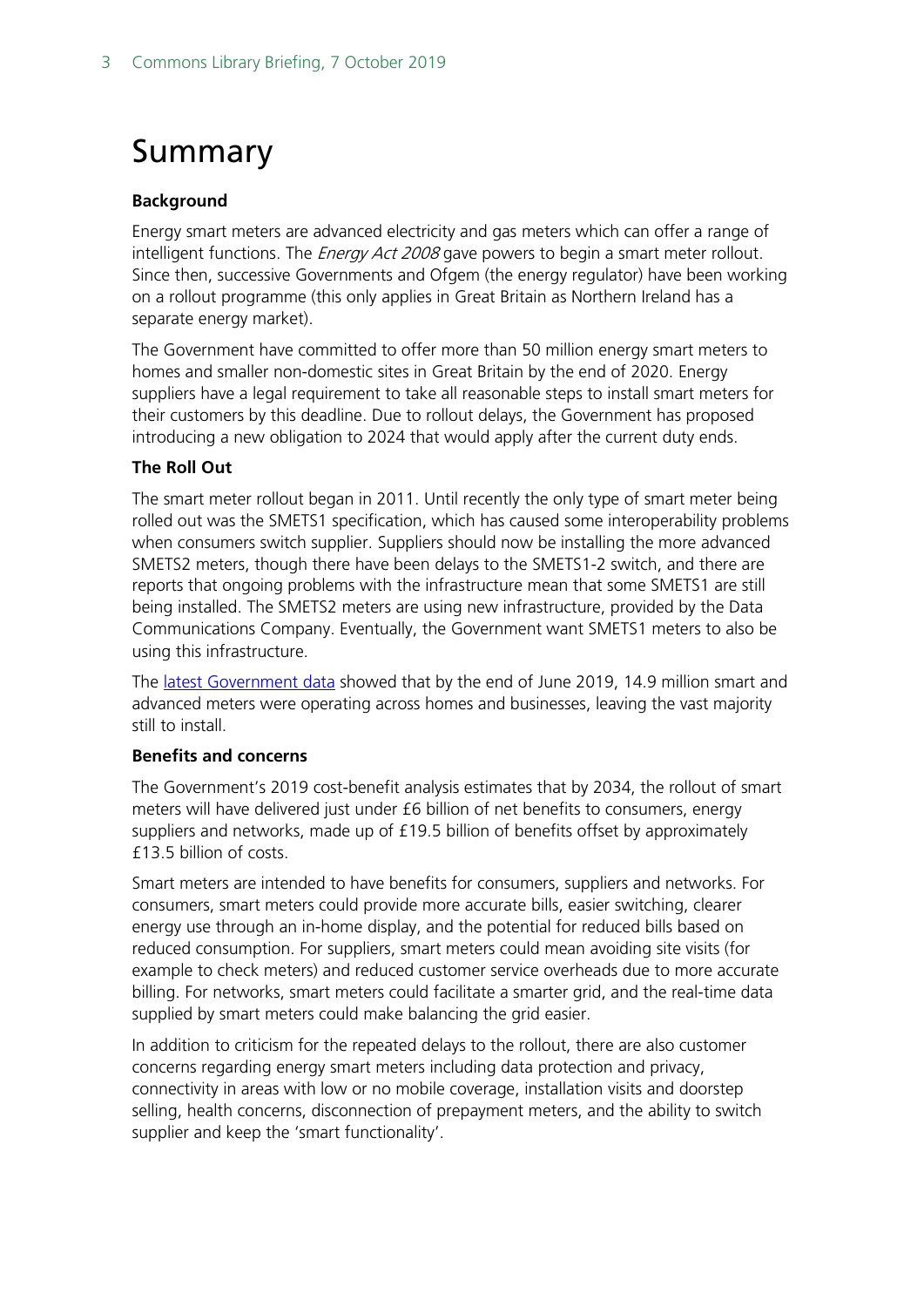# Summary

**Background**

Energy smart meters are advanced electricity and gas meters which can offer a range of intelligent functions. The *Energy Act 2008* gave powers to begin a smart meter rollout. Since then, successive Governments and Ofgem (the energy regulator) have been working on a rollout programme (this only applies in Great Britain as Northern Ireland has a separate energy market).

The Government have committed to offer more than 50 million energy smart meters to homes and smaller non-domestic sites in Great Britain by the end of 2020. Energy suppliers have a legal requirement to take all reasonable steps to install smart meters for their customers by this deadline. Due to rollout delays, the Government has proposed introducing a new obligation to 2024 that would apply after the current duty ends.

**The Roll Out**

The smart meter rollout began in 2011. Until recently the only type of smart meter being rolled out was the SMETS1 specification, which has caused some interoperability problems when consumers switch supplier. Suppliers should now be installing the more advanced SMETS2 meters, though there have been delays to the SMETS1-2 switch, and there are reports that ongoing problems with the infrastructure mean that some SMETS1 are still being installed. The SMETS2 meters are using new infrastructure, provided by the Data Communications Company. Eventually, the Government want SMETS1 meters to also be using this infrastructure.

The latest Government data showed that by the end of June 2019, 14.9 million smart and advanced meters were operating across homes and businesses, leaving the vast majority still to install.

**Benefits and concerns**

The Government's 2019 cost-benefit analysis estimates that by 2034, the rollout of smart meters will have delivered just under £6 billion of net benefits to consumers, energy suppliers and networks, made up of £19.5 billion of benefits offset by approximately £13.5 billion of costs.

Smart meters are intended to have benefits for consumers, suppliers and networks. For consumers, smart meters could provide more accurate bills, easier switching, clearer energy use through an in-home display, and the potential for reduced bills based on reduced consumption. For suppliers, smart meters could mean avoiding site visits (for example to check meters) and reduced customer service overheads due to more accurate billing. For networks, smart meters could facilitate a smarter grid, and the real-time data supplied by smart meters could make balancing the grid easier.

In addition to criticism for the repeated delays to the rollout, there are also customer concerns regarding energy smart meters including data protection and privacy, connectivity in areas with low or no mobile coverage, installation visits and doorstep selling, health concerns, disconnection of prepayment meters, and the ability to switch supplier and keep the 'smart functionality'.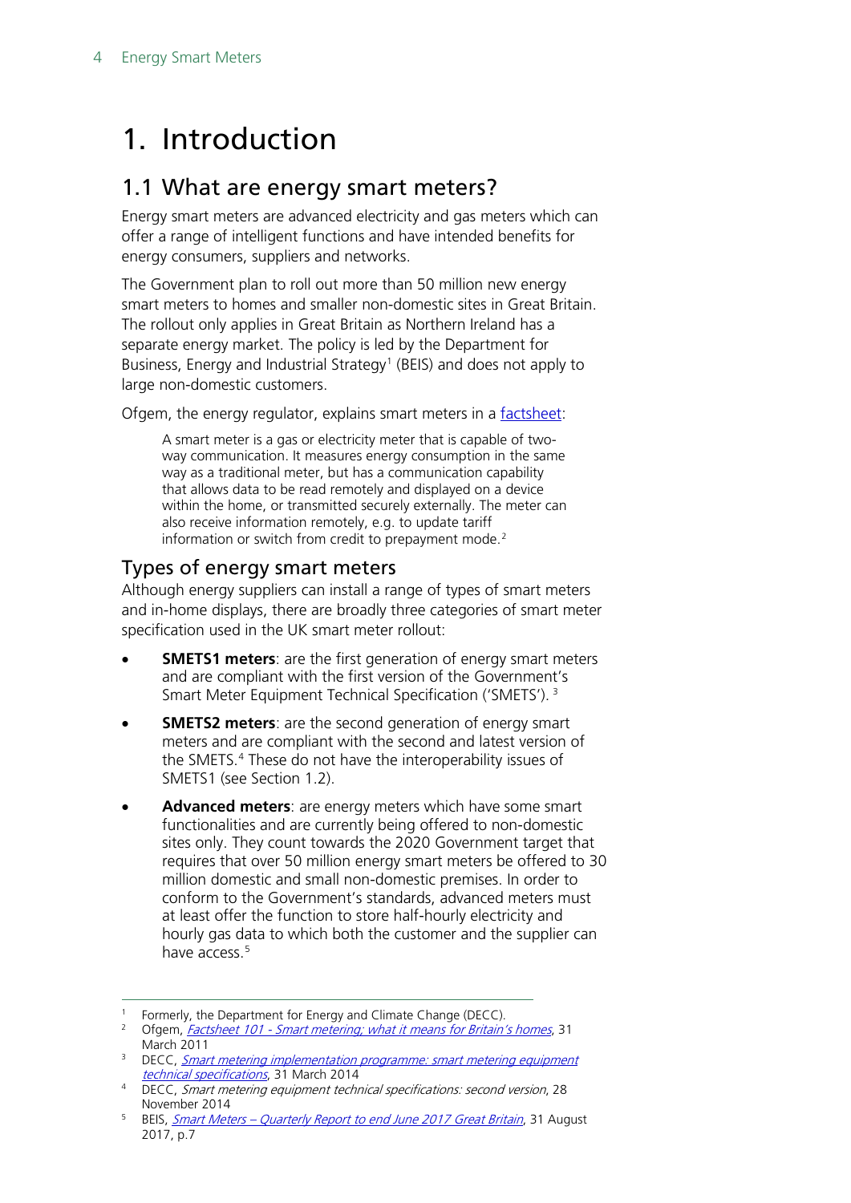# 1. Introduction

## 1.1 What are energy smart meters?

Energy smart meters are advanced electricity and gas meters which can offer a range of intelligent functions and have intended benefits for energy consumers, suppliers and networks.

The Government plan to roll out more than 50 million new energy smart meters to homes and smaller non-domestic sites in Great Britain. The rollout only applies in Great Britain as Northern Ireland has a separate energy market. The policy is led by the Department for Business, Energy and Industrial Strategy[1] (BEIS) and does not apply to large non-domestic customers.

Ofgem, the energy regulator, explains smart meters in a factsheet:

> A smart meter is a gas or electricity meter that is capable of two-way communication. It measures energy consumption in the same way as a traditional meter, but has a communication capability that allows data to be read remotely and displayed on a device within the home, or transmitted securely externally. The meter can also receive information remotely, e.g. to update tariff information or switch from credit to prepayment mode.[2]

### Types of energy smart meters

Although energy suppliers can install a range of types of smart meters and in-home displays, there are broadly three categories of smart meter specification used in the UK smart meter rollout:

- **SMETS1 meters**: are the first generation of energy smart meters and are compliant with the first version of the Government's Smart Meter Equipment Technical Specification ('SMETS').[3]
- **SMETS2 meters**: are the second generation of energy smart meters and are compliant with the second and latest version of the SMETS.[4] These do not have the interoperability issues of SMETS1 (see Section 1.2).
- **Advanced meters**: are energy meters which have some smart functionalities and are currently being offered to non-domestic sites only. They count towards the 2020 Government target that requires that over 50 million energy smart meters be offered to 30 million domestic and small non-domestic premises. In order to conform to the Government's standards, advanced meters must at least offer the function to store half-hourly electricity and hourly gas data to which both the customer and the supplier can have access.[5]

---

[1] Formerly, the Department for Energy and Climate Change (DECC).

[2] Ofgem, *Factsheet 101 - Smart metering; what it means for Britain's homes*, 31 March 2011

[3] DECC, *Smart metering implementation programme: smart metering equipment technical specifications*, 31 March 2014

[4] DECC, *Smart metering equipment technical specifications: second version*, 28 November 2014

[5] BEIS, *Smart Meters – Quarterly Report to end June 2017 Great Britain*, 31 August 2017, p.7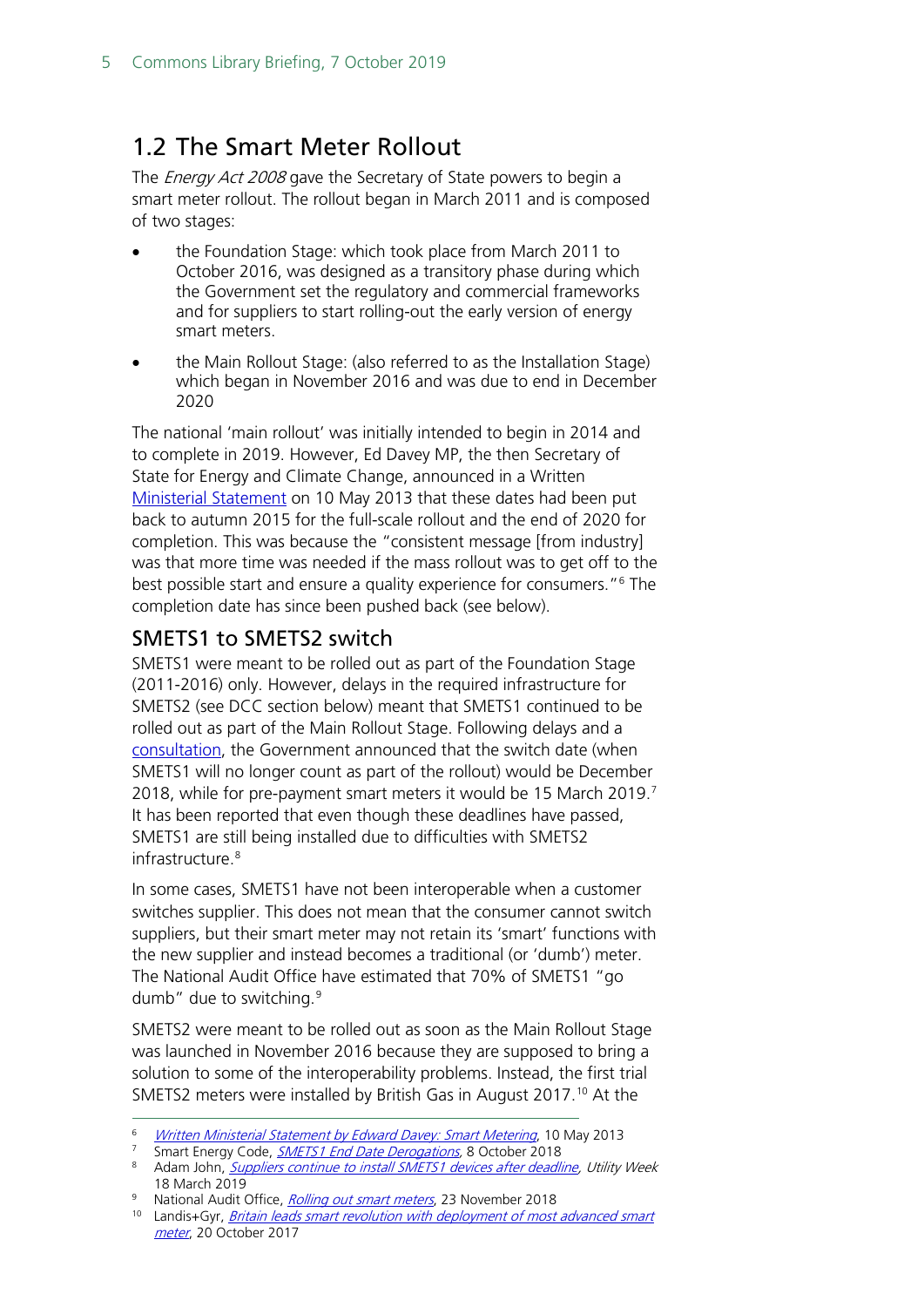## 1.2 The Smart Meter Rollout

The *Energy Act 2008* gave the Secretary of State powers to begin a smart meter rollout. The rollout began in March 2011 and is composed of two stages:

- the Foundation Stage: which took place from March 2011 to October 2016, was designed as a transitory phase during which the Government set the regulatory and commercial frameworks and for suppliers to start rolling-out the early version of energy smart meters.
- the Main Rollout Stage: (also referred to as the Installation Stage) which began in November 2016 and was due to end in December 2020

The national 'main rollout' was initially intended to begin in 2014 and to complete in 2019. However, Ed Davey MP, the then Secretary of State for Energy and Climate Change, announced in a Written Ministerial Statement on 10 May 2013 that these dates had been put back to autumn 2015 for the full-scale rollout and the end of 2020 for completion. This was because the "consistent message [from industry] was that more time was needed if the mass rollout was to get off to the best possible start and ensure a quality experience for consumers."[6] The completion date has since been pushed back (see below).

### SMETS1 to SMETS2 switch

SMETS1 were meant to be rolled out as part of the Foundation Stage (2011-2016) only. However, delays in the required infrastructure for SMETS2 (see DCC section below) meant that SMETS1 continued to be rolled out as part of the Main Rollout Stage. Following delays and a consultation, the Government announced that the switch date (when SMETS1 will no longer count as part of the rollout) would be December 2018, while for pre-payment smart meters it would be 15 March 2019.[7] It has been reported that even though these deadlines have passed, SMETS1 are still being installed due to difficulties with SMETS2 infrastructure.[8]

In some cases, SMETS1 have not been interoperable when a customer switches supplier. This does not mean that the consumer cannot switch suppliers, but their smart meter may not retain its 'smart' functions with the new supplier and instead becomes a traditional (or 'dumb') meter. The National Audit Office have estimated that 70% of SMETS1 "go dumb" due to switching.[9]

SMETS2 were meant to be rolled out as soon as the Main Rollout Stage was launched in November 2016 because they are supposed to bring a solution to some of the interoperability problems. Instead, the first trial SMETS2 meters were installed by British Gas in August 2017.[10] At the

---

6 *Written Ministerial Statement by Edward Davey: Smart Metering*, 10 May 2013

7 Smart Energy Code, *SMETS1 End Date Derogations*, 8 October 2018

8 Adam John, *Suppliers continue to install SMETS1 devices after deadline*, *Utility Week* 18 March 2019

9 National Audit Office, *Rolling out smart meters*, 23 November 2018

10 Landis+Gyr, *Britain leads smart revolution with deployment of most advanced smart meter*, 20 October 2017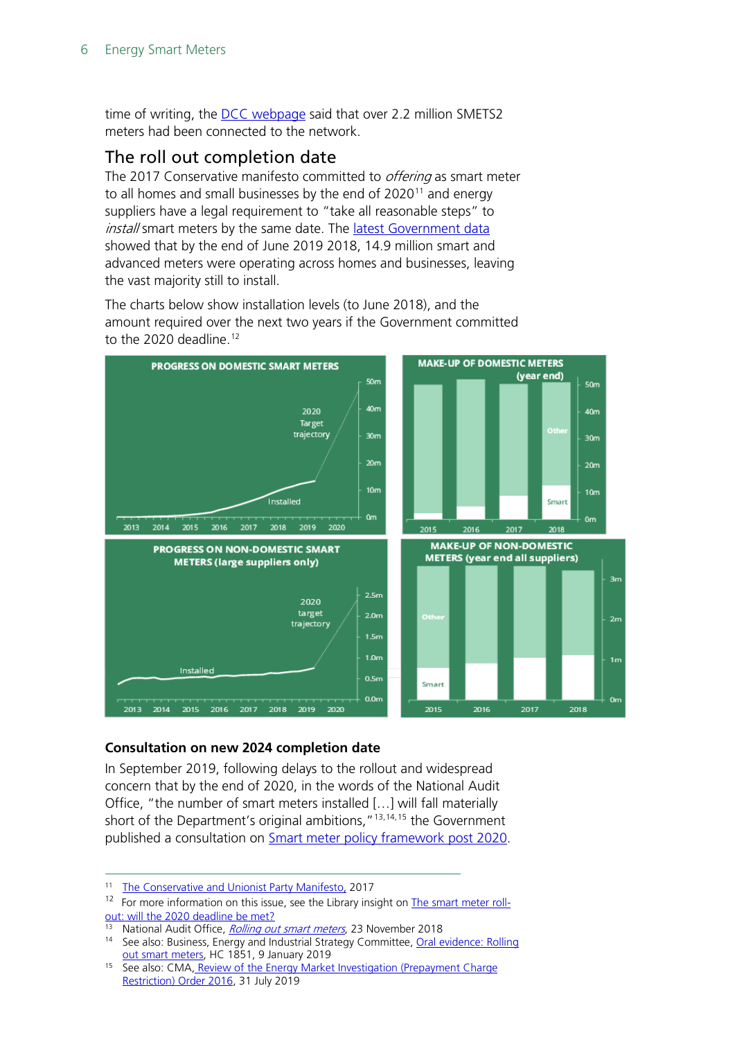time of writing, the DCC webpage said that over 2.2 million SMETS2 meters had been connected to the network.

## The roll out completion date

The 2017 Conservative manifesto committed to *offering* as smart meter to all homes and small businesses by the end of 2020[11] and energy suppliers have a legal requirement to "take all reasonable steps" to *install* smart meters by the same date. The latest Government data showed that by the end of June 2019 2018, 14.9 million smart and advanced meters were operating across homes and businesses, leaving the vast majority still to install.

The charts below show installation levels (to June 2018), and the amount required over the next two years if the Government committed to the 2020 deadline.[12]

PROGRESS ON DOMESTIC SMART METERS

MAKE-UP OF DOMESTIC METERS (year end)

PROGRESS ON NON-DOMESTIC SMART METERS (large suppliers only)

MAKE-UP OF NON-DOMESTIC METERS (year end all suppliers)

### Consultation on new 2024 completion date

In September 2019, following delays to the rollout and widespread concern that by the end of 2020, in the words of the National Audit Office, "the number of smart meters installed […] will fall materially short of the Department's original ambitions,"[13,14,15] the Government published a consultation on Smart meter policy framework post 2020.

---

[11] The Conservative and Unionist Party Manifesto, 2017

[12] For more information on this issue, see the Library insight on The smart meter roll-out: will the 2020 deadline be met?

[13] National Audit Office, *Rolling out smart meters*, 23 November 2018

[14] See also: Business, Energy and Industrial Strategy Committee, Oral evidence: Rolling out smart meters, HC 1851, 9 January 2019

[15] See also: CMA, Review of the Energy Market Investigation (Prepayment Charge Restriction) Order 2016, 31 July 2019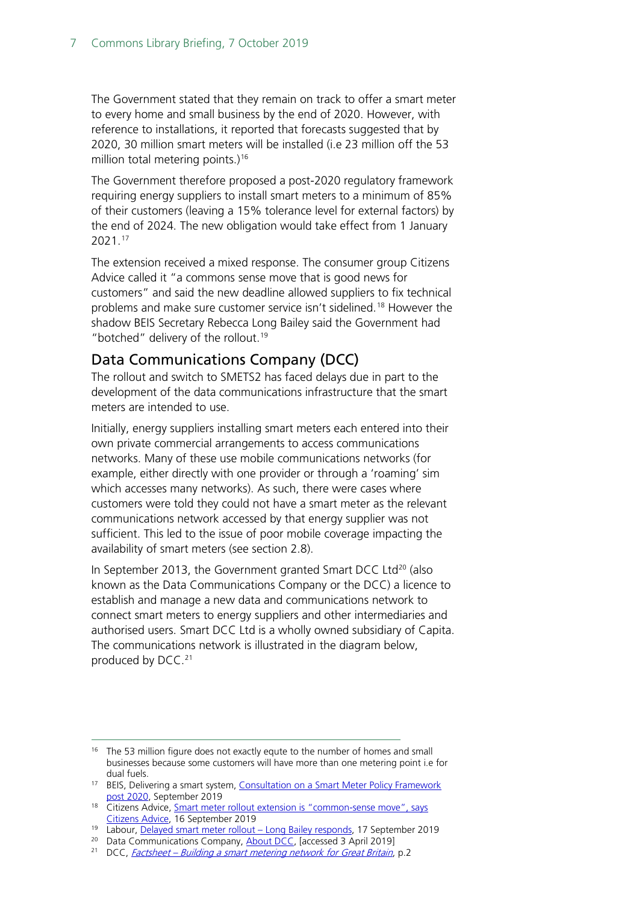The Government stated that they remain on track to offer a smart meter to every home and small business by the end of 2020. However, with reference to installations, it reported that forecasts suggested that by 2020, 30 million smart meters will be installed (i.e 23 million off the 53 million total metering points.)[16]

The Government therefore proposed a post-2020 regulatory framework requiring energy suppliers to install smart meters to a minimum of 85% of their customers (leaving a 15% tolerance level for external factors) by the end of 2024. The new obligation would take effect from 1 January 2021.[17]

The extension received a mixed response. The consumer group Citizens Advice called it "a commons sense move that is good news for customers" and said the new deadline allowed suppliers to fix technical problems and make sure customer service isn't sidelined.[18] However the shadow BEIS Secretary Rebecca Long Bailey said the Government had "botched" delivery of the rollout.[19]

## Data Communications Company (DCC)

The rollout and switch to SMETS2 has faced delays due in part to the development of the data communications infrastructure that the smart meters are intended to use.

Initially, energy suppliers installing smart meters each entered into their own private commercial arrangements to access communications networks. Many of these use mobile communications networks (for example, either directly with one provider or through a 'roaming' sim which accesses many networks). As such, there were cases where customers were told they could not have a smart meter as the relevant communications network accessed by that energy supplier was not sufficient. This led to the issue of poor mobile coverage impacting the availability of smart meters (see section 2.8).

In September 2013, the Government granted Smart DCC Ltd[20] (also known as the Data Communications Company or the DCC) a licence to establish and manage a new data and communications network to connect smart meters to energy suppliers and other intermediaries and authorised users. Smart DCC Ltd is a wholly owned subsidiary of Capita. The communications network is illustrated in the diagram below, produced by DCC.[21]

---

[16] The 53 million figure does not exactly equte to the number of homes and small businesses because some customers will have more than one metering point i.e for dual fuels.

[17] BEIS, Delivering a smart system, Consultation on a Smart Meter Policy Framework post 2020, September 2019

[18] Citizens Advice, Smart meter rollout extension is "common-sense move", says Citizens Advice, 16 September 2019

[19] Labour, Delayed smart meter rollout – Long Bailey responds, 17 September 2019

[20] Data Communications Company, About DCC, [accessed 3 April 2019]

[21] DCC, *Factsheet – Building a smart metering network for Great Britain*, p.2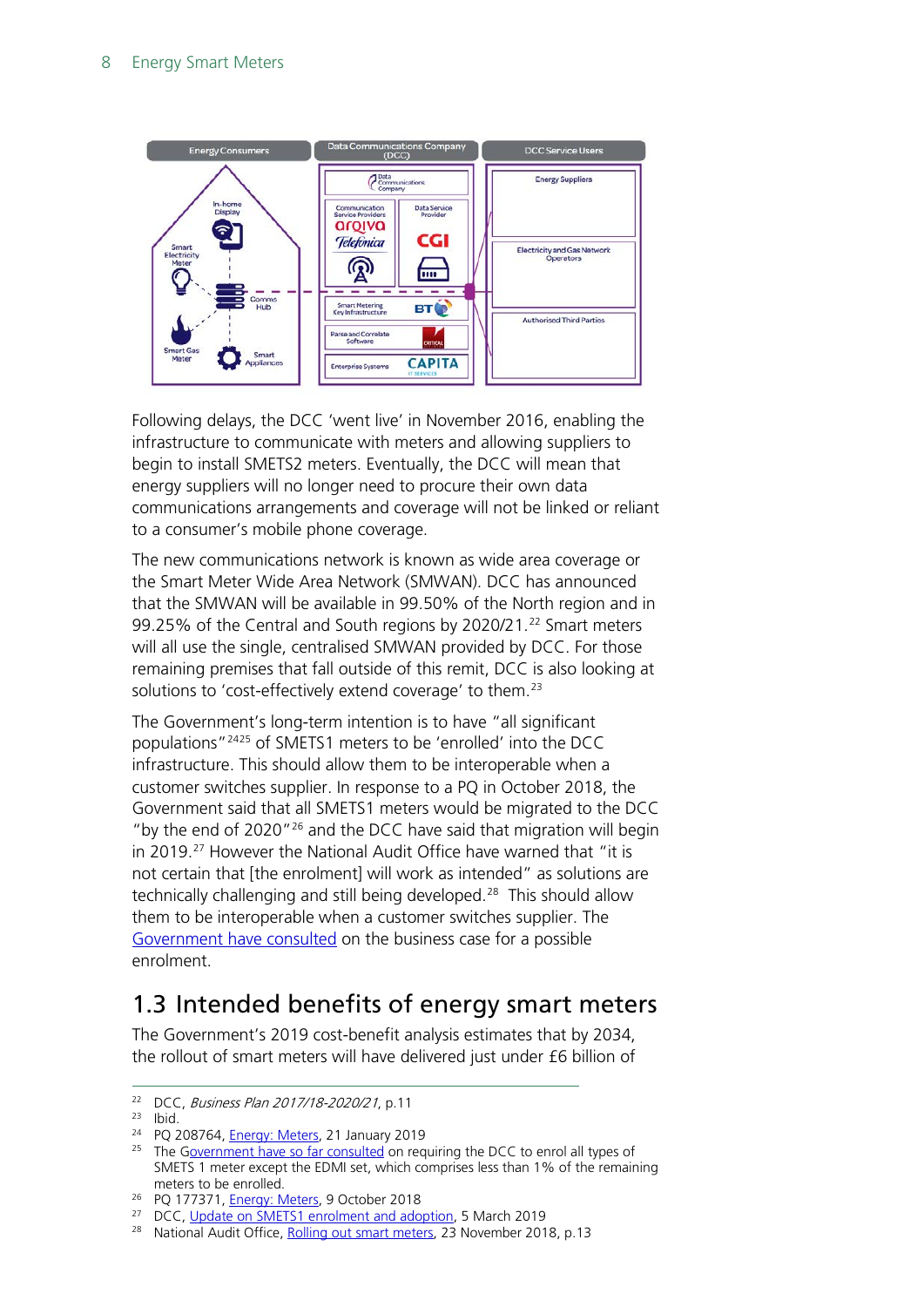Following delays, the DCC 'went live' in November 2016, enabling the infrastructure to communicate with meters and allowing suppliers to begin to install SMETS2 meters. Eventually, the DCC will mean that energy suppliers will no longer need to procure their own data communications arrangements and coverage will not be linked or reliant to a consumer's mobile phone coverage.

The new communications network is known as wide area coverage or the Smart Meter Wide Area Network (SMWAN). DCC has announced that the SMWAN will be available in 99.50% of the North region and in 99.25% of the Central and South regions by 2020/21.[22] Smart meters will all use the single, centralised SMWAN provided by DCC. For those remaining premises that fall outside of this remit, DCC is also looking at solutions to 'cost-effectively extend coverage' to them.[23]

The Government's long-term intention is to have "all significant populations"[24][25] of SMETS1 meters to be 'enrolled' into the DCC infrastructure. This should allow them to be interoperable when a customer switches supplier. In response to a PQ in October 2018, the Government said that all SMETS1 meters would be migrated to the DCC "by the end of 2020"[26] and the DCC have said that migration will begin in 2019.[27] However the National Audit Office have warned that "it is not certain that [the enrolment] will work as intended" as solutions are technically challenging and still being developed.[28] This should allow them to be interoperable when a customer switches supplier. The Government have consulted on the business case for a possible enrolment.

## 1.3 Intended benefits of energy smart meters

The Government's 2019 cost-benefit analysis estimates that by 2034, the rollout of smart meters will have delivered just under £6 billion of

---

[22] DCC, *Business Plan 2017/18-2020/21*, p.11

[23] Ibid.

[24] PQ 208764, Energy: Meters, 21 January 2019

[25] The Government have so far consulted on requiring the DCC to enrol all types of SMETS 1 meter except the EDMI set, which comprises less than 1% of the remaining meters to be enrolled.

[26] PQ 177371, Energy: Meters, 9 October 2018

[27] DCC, Update on SMETS1 enrolment and adoption, 5 March 2019

[28] National Audit Office, Rolling out smart meters, 23 November 2018, p.13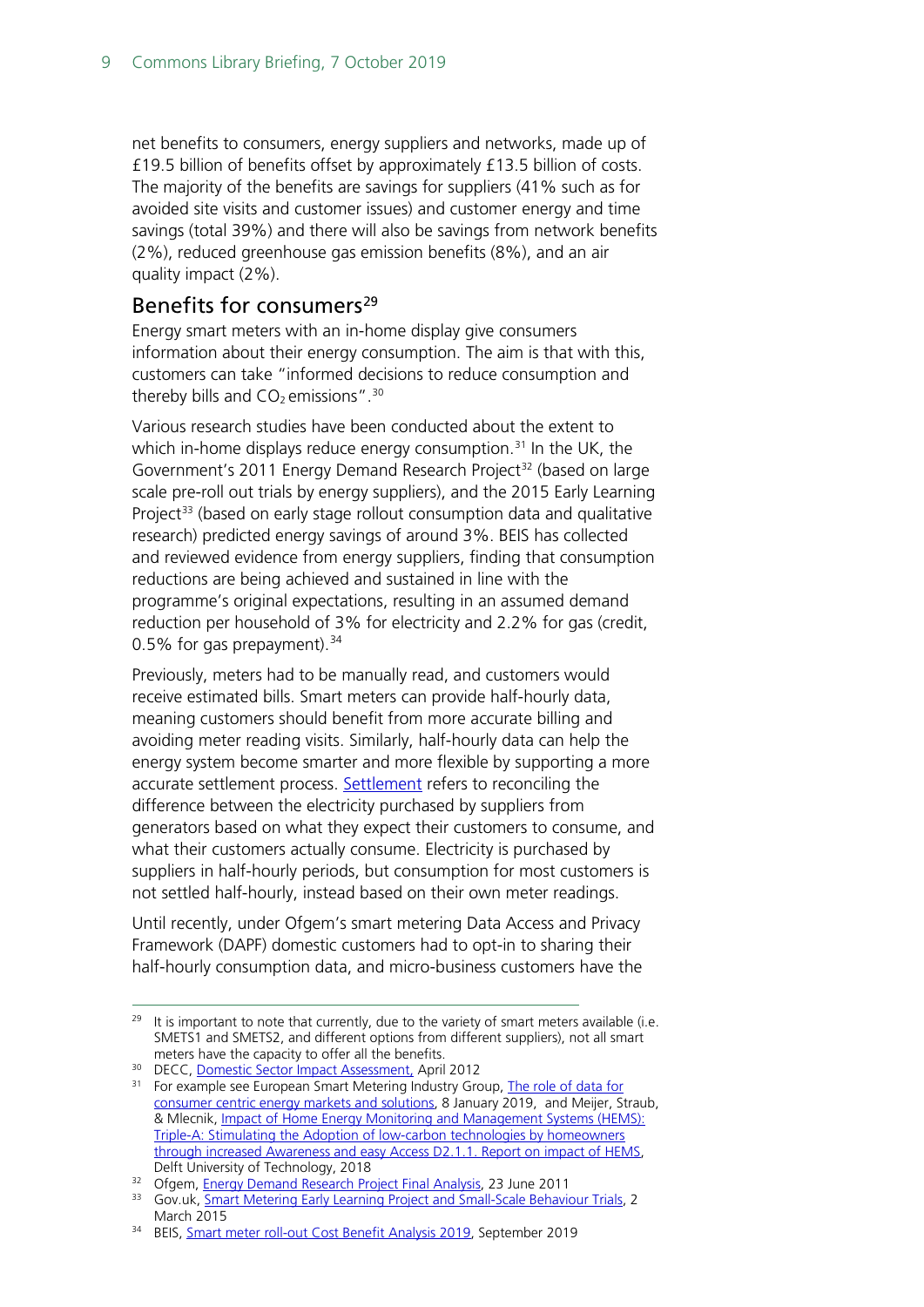net benefits to consumers, energy suppliers and networks, made up of £19.5 billion of benefits offset by approximately £13.5 billion of costs. The majority of the benefits are savings for suppliers (41% such as for avoided site visits and customer issues) and customer energy and time savings (total 39%) and there will also be savings from network benefits (2%), reduced greenhouse gas emission benefits (8%), and an air quality impact (2%).

## Benefits for consumers[29]

Energy smart meters with an in-home display give consumers information about their energy consumption. The aim is that with this, customers can take "informed decisions to reduce consumption and thereby bills and $CO_2$ emissions".[30]

Various research studies have been conducted about the extent to which in-home displays reduce energy consumption.[31] In the UK, the Government's 2011 Energy Demand Research Project[32] (based on large scale pre-roll out trials by energy suppliers), and the 2015 Early Learning Project[33] (based on early stage rollout consumption data and qualitative research) predicted energy savings of around 3%. BEIS has collected and reviewed evidence from energy suppliers, finding that consumption reductions are being achieved and sustained in line with the programme's original expectations, resulting in an assumed demand reduction per household of 3% for electricity and 2.2% for gas (credit, 0.5% for gas prepayment).[34]

Previously, meters had to be manually read, and customers would receive estimated bills. Smart meters can provide half-hourly data, meaning customers should benefit from more accurate billing and avoiding meter reading visits. Similarly, half-hourly data can help the energy system become smarter and more flexible by supporting a more accurate settlement process. Settlement refers to reconciling the difference between the electricity purchased by suppliers from generators based on what they expect their customers to consume, and what their customers actually consume. Electricity is purchased by suppliers in half-hourly periods, but consumption for most customers is not settled half-hourly, instead based on their own meter readings.

Until recently, under Ofgem's smart metering Data Access and Privacy Framework (DAPF) domestic customers had to opt-in to sharing their half-hourly consumption data, and micro-business customers have the

---

[29] It is important to note that currently, due to the variety of smart meters available (i.e. SMETS1 and SMETS2, and different options from different suppliers), not all smart meters have the capacity to offer all the benefits.

[30] DECC, Domestic Sector Impact Assessment, April 2012

[31] For example see European Smart Metering Industry Group, The role of data for consumer centric energy markets and solutions, 8 January 2019, and Meijer, Straub, & Mlecnik, Impact of Home Energy Monitoring and Management Systems (HEMS): Triple-A: Stimulating the Adoption of low-carbon technologies by homeowners through increased Awareness and easy Access D2.1.1. Report on impact of HEMS, Delft University of Technology, 2018

[32] Ofgem, Energy Demand Research Project Final Analysis, 23 June 2011

[33] Gov.uk, Smart Metering Early Learning Project and Small-Scale Behaviour Trials, 2 March 2015

[34] BEIS, Smart meter roll-out Cost Benefit Analysis 2019, September 2019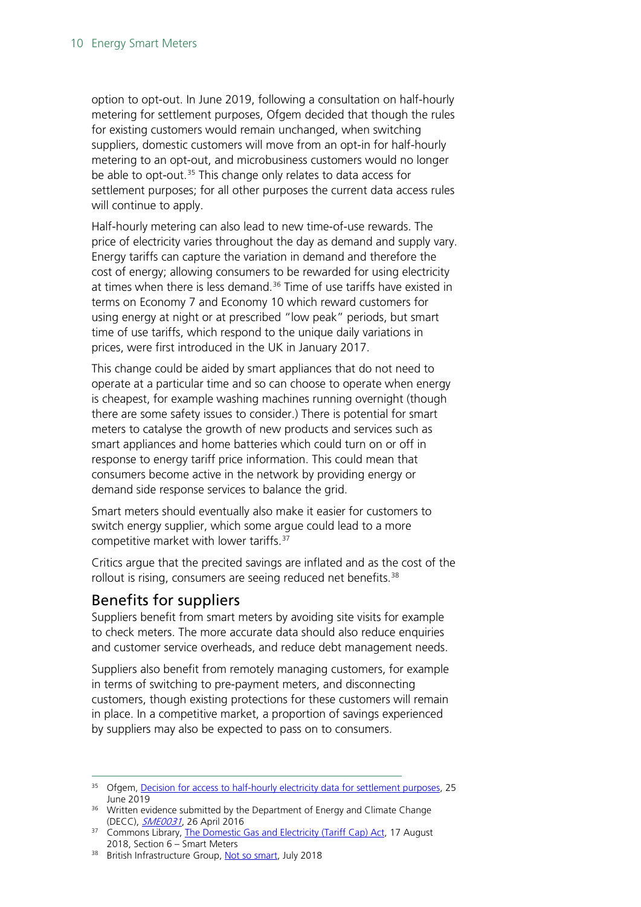option to opt-out. In June 2019, following a consultation on half-hourly metering for settlement purposes, Ofgem decided that though the rules for existing customers would remain unchanged, when switching suppliers, domestic customers will move from an opt-in for half-hourly metering to an opt-out, and microbusiness customers would no longer be able to opt-out.[35] This change only relates to data access for settlement purposes; for all other purposes the current data access rules will continue to apply.

Half-hourly metering can also lead to new time-of-use rewards. The price of electricity varies throughout the day as demand and supply vary. Energy tariffs can capture the variation in demand and therefore the cost of energy; allowing consumers to be rewarded for using electricity at times when there is less demand.[36] Time of use tariffs have existed in terms on Economy 7 and Economy 10 which reward customers for using energy at night or at prescribed "low peak" periods, but smart time of use tariffs, which respond to the unique daily variations in prices, were first introduced in the UK in January 2017.

This change could be aided by smart appliances that do not need to operate at a particular time and so can choose to operate when energy is cheapest, for example washing machines running overnight (though there are some safety issues to consider.) There is potential for smart meters to catalyse the growth of new products and services such as smart appliances and home batteries which could turn on or off in response to energy tariff price information. This could mean that consumers become active in the network by providing energy or demand side response services to balance the grid.

Smart meters should eventually also make it easier for customers to switch energy supplier, which some argue could lead to a more competitive market with lower tariffs.[37]

Critics argue that the precited savings are inflated and as the cost of the rollout is rising, consumers are seeing reduced net benefits.[38]

## Benefits for suppliers

Suppliers benefit from smart meters by avoiding site visits for example to check meters. The more accurate data should also reduce enquiries and customer service overheads, and reduce debt management needs.

Suppliers also benefit from remotely managing customers, for example in terms of switching to pre-payment meters, and disconnecting customers, though existing protections for these customers will remain in place. In a competitive market, a proportion of savings experienced by suppliers may also be expected to pass on to consumers.

---

[35] Ofgem, Decision for access to half-hourly electricity data for settlement purposes, 25 June 2019

[36] Written evidence submitted by the Department of Energy and Climate Change (DECC), *SME0031*, 26 April 2016

[37] Commons Library, The Domestic Gas and Electricity (Tariff Cap) Act, 17 August 2018, Section 6 – Smart Meters

[38] British Infrastructure Group, Not so smart, July 2018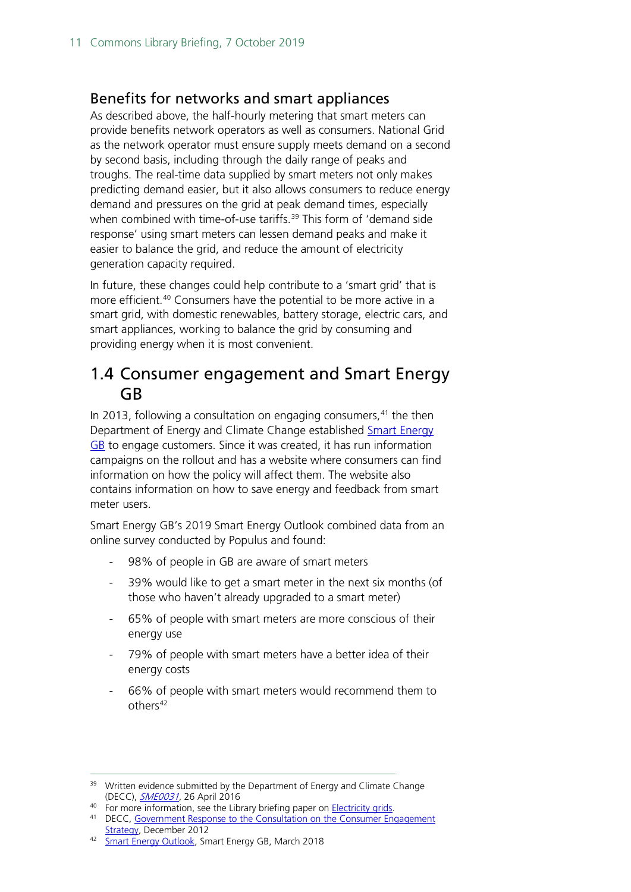### Benefits for networks and smart appliances

As described above, the half-hourly metering that smart meters can provide benefits network operators as well as consumers. National Grid as the network operator must ensure supply meets demand on a second by second basis, including through the daily range of peaks and troughs. The real-time data supplied by smart meters not only makes predicting demand easier, but it also allows consumers to reduce energy demand and pressures on the grid at peak demand times, especially when combined with time-of-use tariffs.[39] This form of 'demand side response' using smart meters can lessen demand peaks and make it easier to balance the grid, and reduce the amount of electricity generation capacity required.

In future, these changes could help contribute to a 'smart grid' that is more efficient.[40] Consumers have the potential to be more active in a smart grid, with domestic renewables, battery storage, electric cars, and smart appliances, working to balance the grid by consuming and providing energy when it is most convenient.

## 1.4 Consumer engagement and Smart Energy GB

In 2013, following a consultation on engaging consumers,[41] the then Department of Energy and Climate Change established Smart Energy GB to engage customers. Since it was created, it has run information campaigns on the rollout and has a website where consumers can find information on how the policy will affect them. The website also contains information on how to save energy and feedback from smart meter users.

Smart Energy GB's 2019 Smart Energy Outlook combined data from an online survey conducted by Populus and found:

- 98% of people in GB are aware of smart meters
- 39% would like to get a smart meter in the next six months (of those who haven't already upgraded to a smart meter)
- 65% of people with smart meters are more conscious of their energy use
- 79% of people with smart meters have a better idea of their energy costs
- 66% of people with smart meters would recommend them to others[42]

---

[39] Written evidence submitted by the Department of Energy and Climate Change (DECC), *SME0031*, 26 April 2016

[40] For more information, see the Library briefing paper on Electricity grids.

[41] DECC, Government Response to the Consultation on the Consumer Engagement Strategy, December 2012

[42] Smart Energy Outlook, Smart Energy GB, March 2018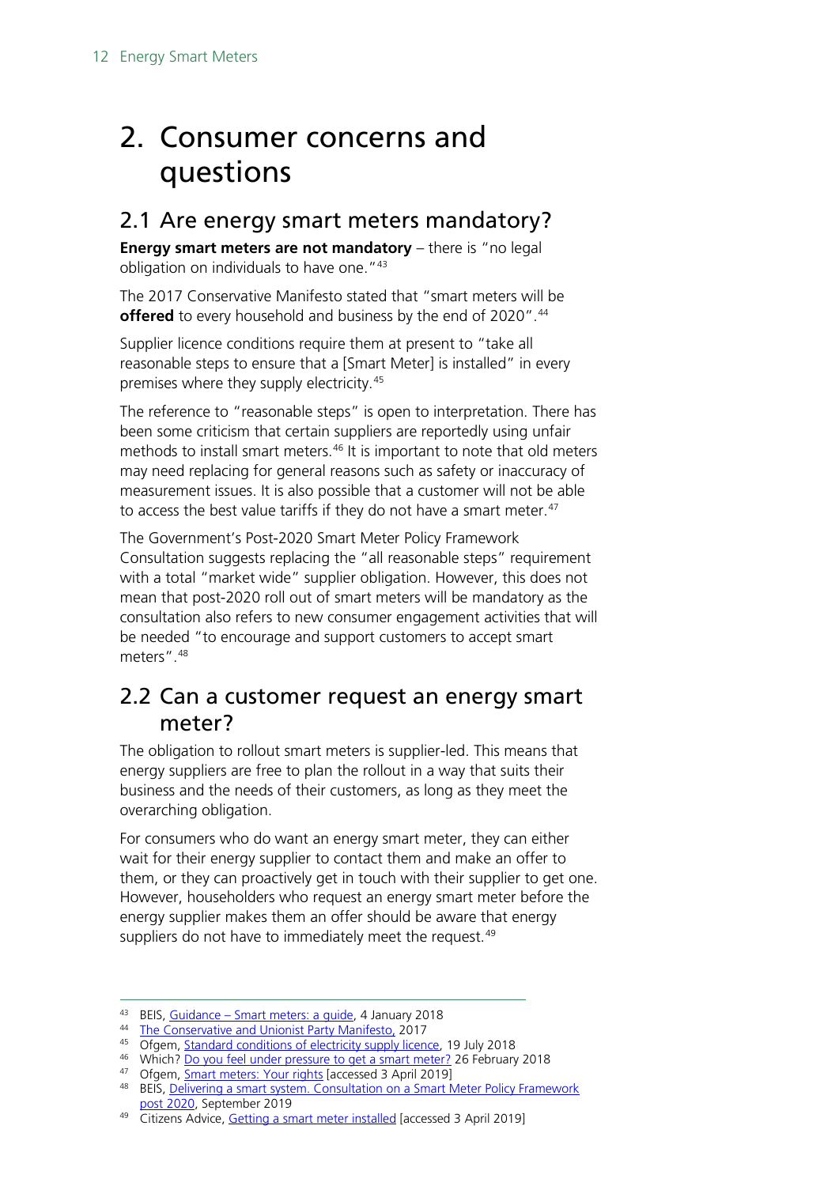# 2. Consumer concerns and questions

## 2.1 Are energy smart meters mandatory?

**Energy smart meters are not mandatory** – there is "no legal obligation on individuals to have one."[43]

The 2017 Conservative Manifesto stated that "smart meters will be **offered** to every household and business by the end of 2020".[44]

Supplier licence conditions require them at present to "take all reasonable steps to ensure that a [Smart Meter] is installed" in every premises where they supply electricity.[45]

The reference to "reasonable steps" is open to interpretation. There has been some criticism that certain suppliers are reportedly using unfair methods to install smart meters.[46] It is important to note that old meters may need replacing for general reasons such as safety or inaccuracy of measurement issues. It is also possible that a customer will not be able to access the best value tariffs if they do not have a smart meter.[47]

The Government's Post-2020 Smart Meter Policy Framework Consultation suggests replacing the "all reasonable steps" requirement with a total "market wide" supplier obligation. However, this does not mean that post-2020 roll out of smart meters will be mandatory as the consultation also refers to new consumer engagement activities that will be needed "to encourage and support customers to accept smart meters".[48]

## 2.2 Can a customer request an energy smart meter?

The obligation to rollout smart meters is supplier-led. This means that energy suppliers are free to plan the rollout in a way that suits their business and the needs of their customers, as long as they meet the overarching obligation.

For consumers who do want an energy smart meter, they can either wait for their energy supplier to contact them and make an offer to them, or they can proactively get in touch with their supplier to get one. However, householders who request an energy smart meter before the energy supplier makes them an offer should be aware that energy suppliers do not have to immediately meet the request.[49]

---

43 BEIS, Guidance – Smart meters: a guide, 4 January 2018

44 The Conservative and Unionist Party Manifesto, 2017

45 Ofgem, Standard conditions of electricity supply licence, 19 July 2018

46 Which? Do you feel under pressure to get a smart meter? 26 February 2018

47 Ofgem, Smart meters: Your rights [accessed 3 April 2019]

48 BEIS, Delivering a smart system. Consultation on a Smart Meter Policy Framework post 2020, September 2019

49 Citizens Advice, Getting a smart meter installed [accessed 3 April 2019]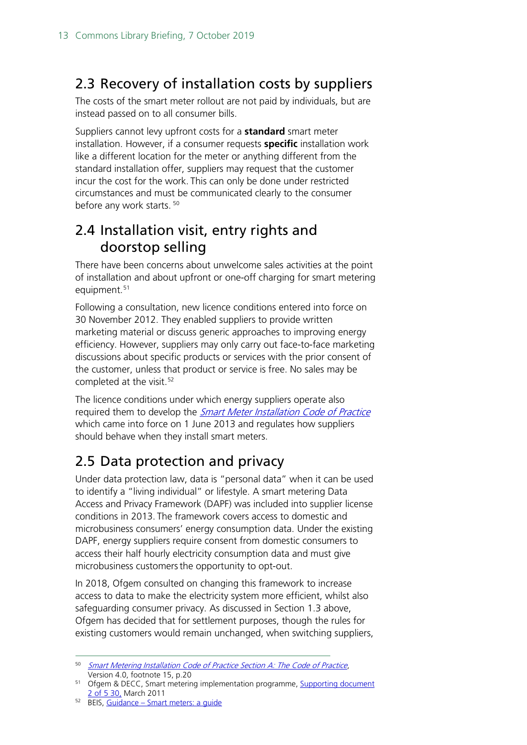## 2.3 Recovery of installation costs by suppliers

The costs of the smart meter rollout are not paid by individuals, but are instead passed on to all consumer bills.

Suppliers cannot levy upfront costs for a **standard** smart meter installation. However, if a consumer requests **specific** installation work like a different location for the meter or anything different from the standard installation offer, suppliers may request that the customer incur the cost for the work. This can only be done under restricted circumstances and must be communicated clearly to the consumer before any work starts. [50]

## 2.4 Installation visit, entry rights and doorstop selling

There have been concerns about unwelcome sales activities at the point of installation and about upfront or one-off charging for smart metering equipment.[51]

Following a consultation, new licence conditions entered into force on 30 November 2012. They enabled suppliers to provide written marketing material or discuss generic approaches to improving energy efficiency. However, suppliers may only carry out face-to-face marketing discussions about specific products or services with the prior consent of the customer, unless that product or service is free. No sales may be completed at the visit.[52]

The licence conditions under which energy suppliers operate also required them to develop the *Smart Meter Installation Code of Practice* which came into force on 1 June 2013 and regulates how suppliers should behave when they install smart meters.

## 2.5 Data protection and privacy

Under data protection law, data is "personal data" when it can be used to identify a "living individual" or lifestyle. A smart metering Data Access and Privacy Framework (DAPF) was included into supplier license conditions in 2013. The framework covers access to domestic and microbusiness consumers' energy consumption data. Under the existing DAPF, energy suppliers require consent from domestic consumers to access their half hourly electricity consumption data and must give microbusiness customers the opportunity to opt-out.

In 2018, Ofgem consulted on changing this framework to increase access to data to make the electricity system more efficient, whilst also safeguarding consumer privacy. As discussed in Section 1.3 above, Ofgem has decided that for settlement purposes, though the rules for existing customers would remain unchanged, when switching suppliers,

---

[50] *Smart Metering Installation Code of Practice Section A: The Code of Practice*, Version 4.0, footnote 15, p.20

[51] Ofgem & DECC, Smart metering implementation programme, Supporting document 2 of 5 30, March 2011

[52] BEIS, Guidance – Smart meters: a guide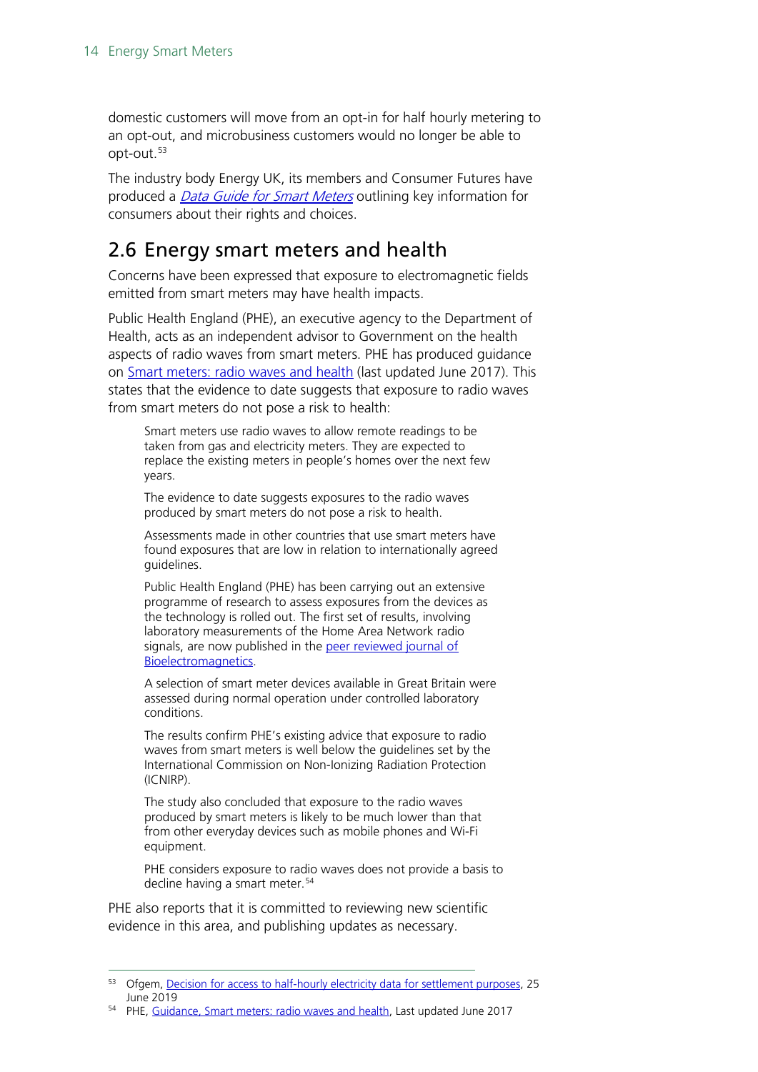domestic customers will move from an opt-in for half hourly metering to an opt-out, and microbusiness customers would no longer be able to opt-out.[53]

The industry body Energy UK, its members and Consumer Futures have produced a *Data Guide for Smart Meters* outlining key information for consumers about their rights and choices.

## 2.6 Energy smart meters and health

Concerns have been expressed that exposure to electromagnetic fields emitted from smart meters may have health impacts.

Public Health England (PHE), an executive agency to the Department of Health, acts as an independent advisor to Government on the health aspects of radio waves from smart meters. PHE has produced guidance on Smart meters: radio waves and health (last updated June 2017). This states that the evidence to date suggests that exposure to radio waves from smart meters do not pose a risk to health:

> Smart meters use radio waves to allow remote readings to be taken from gas and electricity meters. They are expected to replace the existing meters in people's homes over the next few years.
>
> The evidence to date suggests exposures to the radio waves produced by smart meters do not pose a risk to health.
>
> Assessments made in other countries that use smart meters have found exposures that are low in relation to internationally agreed guidelines.
>
> Public Health England (PHE) has been carrying out an extensive programme of research to assess exposures from the devices as the technology is rolled out. The first set of results, involving laboratory measurements of the Home Area Network radio signals, are now published in the peer reviewed journal of Bioelectromagnetics.
>
> A selection of smart meter devices available in Great Britain were assessed during normal operation under controlled laboratory conditions.
>
> The results confirm PHE's existing advice that exposure to radio waves from smart meters is well below the guidelines set by the International Commission on Non-Ionizing Radiation Protection (ICNIRP).
>
> The study also concluded that exposure to the radio waves produced by smart meters is likely to be much lower than that from other everyday devices such as mobile phones and Wi-Fi equipment.
>
> PHE considers exposure to radio waves does not provide a basis to decline having a smart meter.[54]

PHE also reports that it is committed to reviewing new scientific evidence in this area, and publishing updates as necessary.

---

[53] Ofgem, Decision for access to half-hourly electricity data for settlement purposes, 25 June 2019

[54] PHE, Guidance, Smart meters: radio waves and health, Last updated June 2017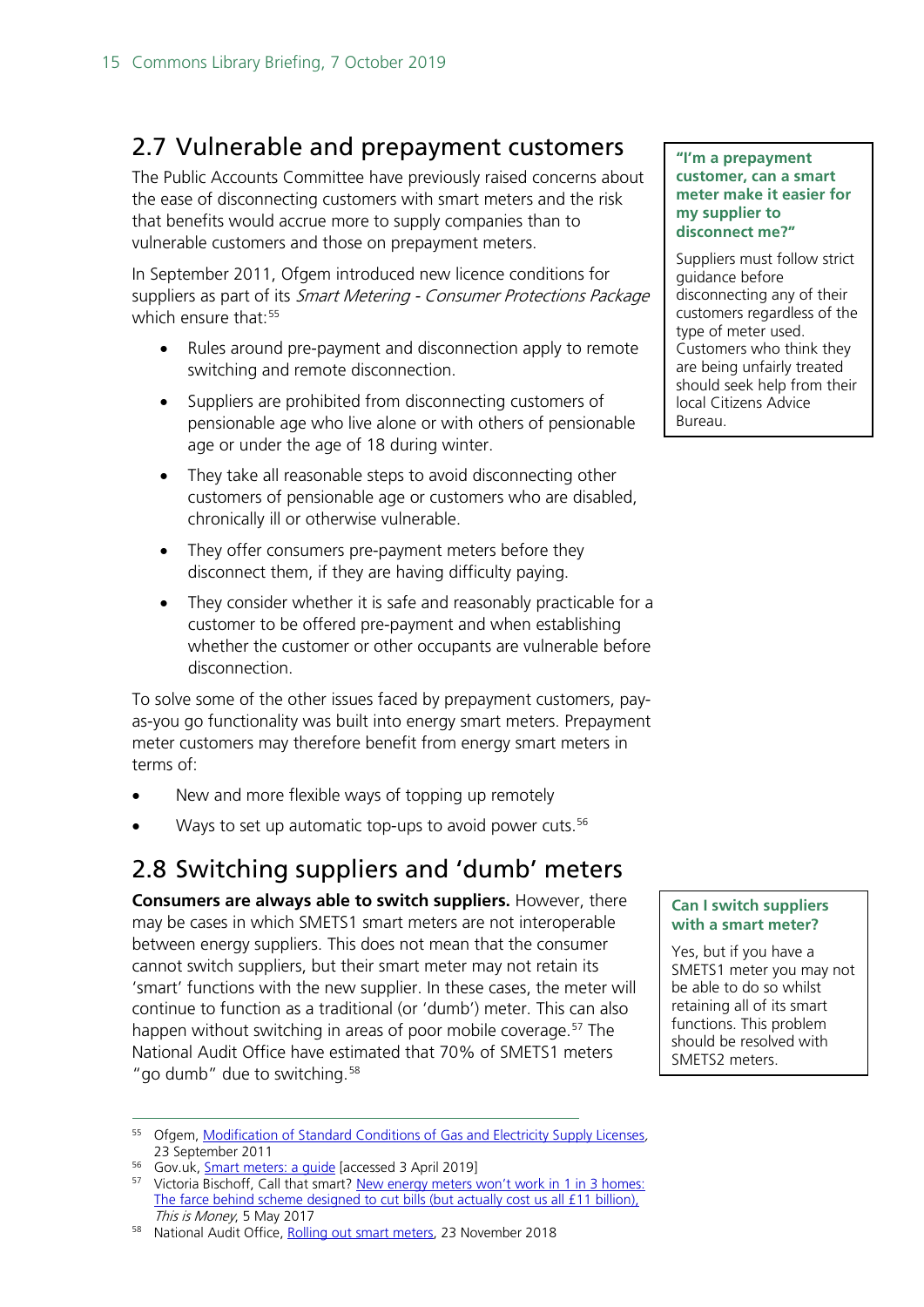## 2.7 Vulnerable and prepayment customers

The Public Accounts Committee have previously raised concerns about the ease of disconnecting customers with smart meters and the risk that benefits would accrue more to supply companies than to vulnerable customers and those on prepayment meters.

In September 2011, Ofgem introduced new licence conditions for suppliers as part of its *Smart Metering - Consumer Protections Package* which ensure that:[55]

- Rules around pre-payment and disconnection apply to remote switching and remote disconnection.
- Suppliers are prohibited from disconnecting customers of pensionable age who live alone or with others of pensionable age or under the age of 18 during winter.
- They take all reasonable steps to avoid disconnecting other customers of pensionable age or customers who are disabled, chronically ill or otherwise vulnerable.
- They offer consumers pre-payment meters before they disconnect them, if they are having difficulty paying.
- They consider whether it is safe and reasonably practicable for a customer to be offered pre-payment and when establishing whether the customer or other occupants are vulnerable before disconnection.

To solve some of the other issues faced by prepayment customers, pay-as-you go functionality was built into energy smart meters. Prepayment meter customers may therefore benefit from energy smart meters in terms of:

- New and more flexible ways of topping up remotely
- Ways to set up automatic top-ups to avoid power cuts.[56]

**"I'm a prepayment customer, can a smart meter make it easier for my supplier to disconnect me?"**

Suppliers must follow strict guidance before disconnecting any of their customers regardless of the type of meter used. Customers who think they are being unfairly treated should seek help from their local Citizens Advice Bureau.

## 2.8 Switching suppliers and 'dumb' meters

**Consumers are always able to switch suppliers.** However, there may be cases in which SMETS1 smart meters are not interoperable between energy suppliers. This does not mean that the consumer cannot switch suppliers, but their smart meter may not retain its 'smart' functions with the new supplier. In these cases, the meter will continue to function as a traditional (or 'dumb') meter. This can also happen without switching in areas of poor mobile coverage.[57] The National Audit Office have estimated that 70% of SMETS1 meters "go dumb" due to switching.[58]

**Can I switch suppliers with a smart meter?**

Yes, but if you have a SMETS1 meter you may not be able to do so whilst retaining all of its smart functions. This problem should be resolved with SMETS2 meters.

---

[55] Ofgem, Modification of Standard Conditions of Gas and Electricity Supply Licenses, 23 September 2011

[56] Gov.uk, Smart meters: a guide [accessed 3 April 2019]

[57] Victoria Bischoff, Call that smart? New energy meters won't work in 1 in 3 homes: The farce behind scheme designed to cut bills (but actually cost us all £11 billion), *This is Money*, 5 May 2017

[58] National Audit Office, Rolling out smart meters, 23 November 2018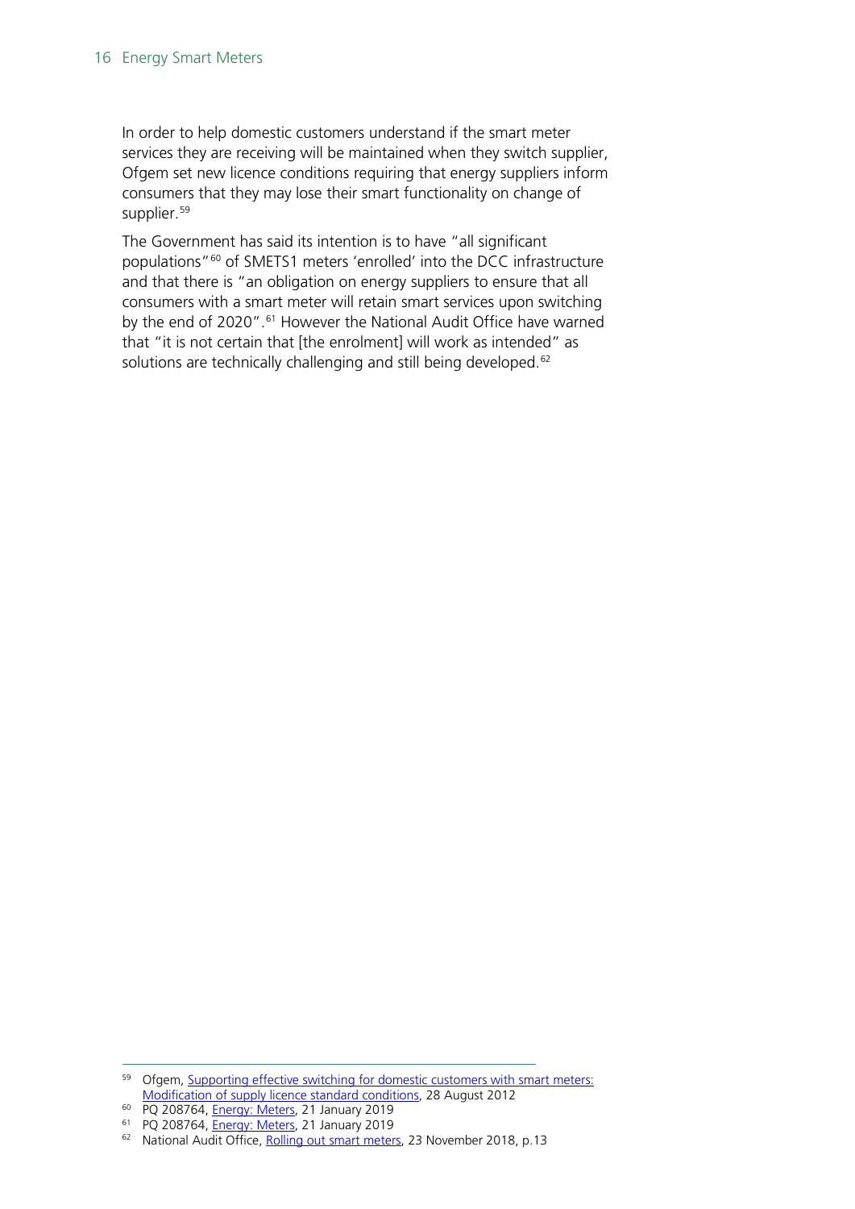In order to help domestic customers understand if the smart meter services they are receiving will be maintained when they switch supplier, Ofgem set new licence conditions requiring that energy suppliers inform consumers that they may lose their smart functionality on change of supplier.[59]

The Government has said its intention is to have "all significant populations"[60] of SMETS1 meters 'enrolled' into the DCC infrastructure and that there is "an obligation on energy suppliers to ensure that all consumers with a smart meter will retain smart services upon switching by the end of 2020".[61] However the National Audit Office have warned that "it is not certain that [the enrolment] will work as intended" as solutions are technically challenging and still being developed.[62]

---

[59] Ofgem, Supporting effective switching for domestic customers with smart meters: Modification of supply licence standard conditions, 28 August 2012

[60] PQ 208764, Energy: Meters, 21 January 2019

[61] PQ 208764, Energy: Meters, 21 January 2019

[62] National Audit Office, Rolling out smart meters, 23 November 2018, p.13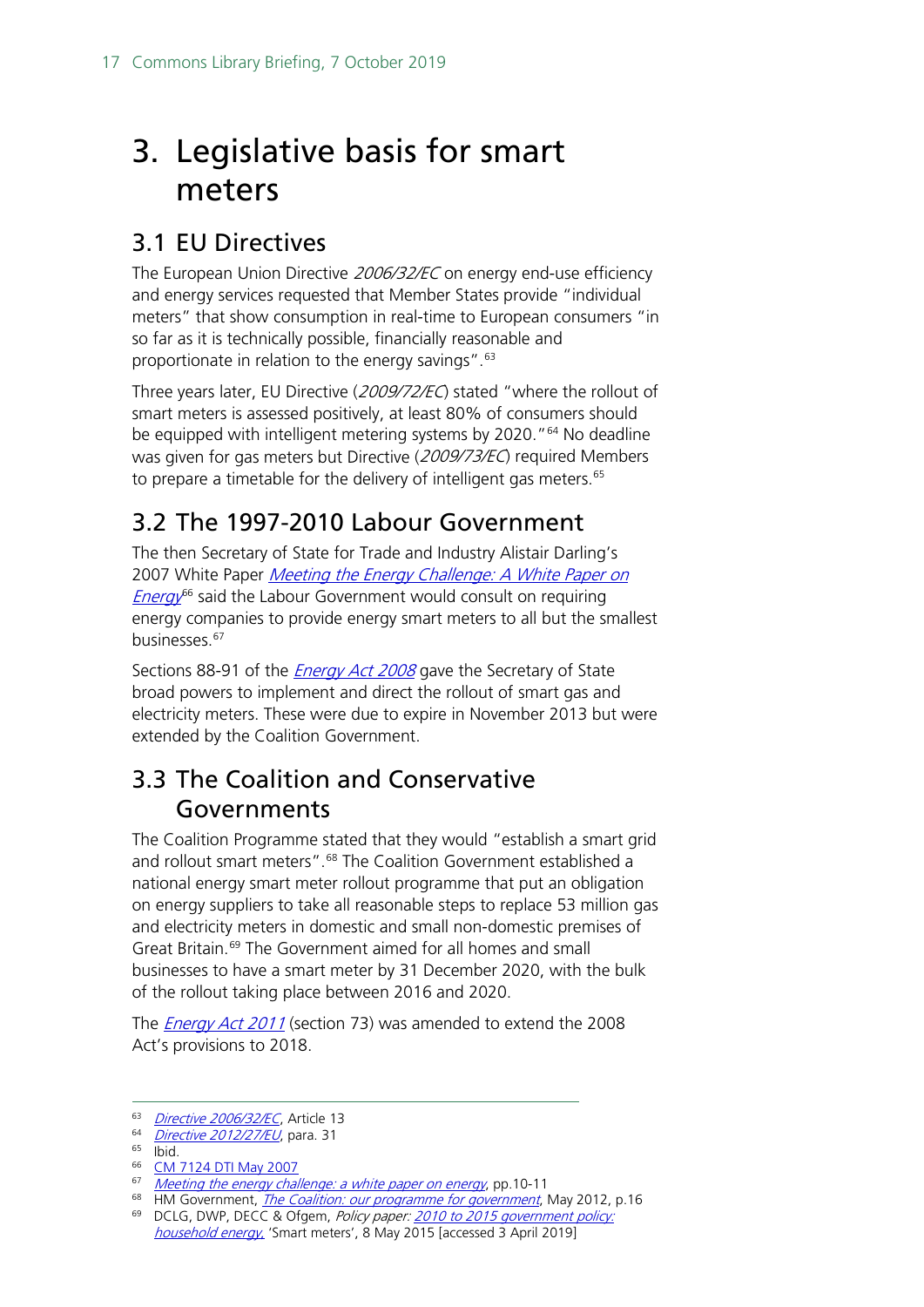# 3. Legislative basis for smart meters

## 3.1 EU Directives

The European Union Directive *2006/32/EC* on energy end-use efficiency and energy services requested that Member States provide "individual meters" that show consumption in real-time to European consumers "in so far as it is technically possible, financially reasonable and proportionate in relation to the energy savings".[63]

Three years later, EU Directive (*2009/72/EC*) stated "where the rollout of smart meters is assessed positively, at least 80% of consumers should be equipped with intelligent metering systems by 2020."[64] No deadline was given for gas meters but Directive (*2009/73/EC*) required Members to prepare a timetable for the delivery of intelligent gas meters.[65]

## 3.2 The 1997-2010 Labour Government

The then Secretary of State for Trade and Industry Alistair Darling's 2007 White Paper *Meeting the Energy Challenge: A White Paper on Energy*[66] said the Labour Government would consult on requiring energy companies to provide energy smart meters to all but the smallest businesses.[67]

Sections 88-91 of the *Energy Act 2008* gave the Secretary of State broad powers to implement and direct the rollout of smart gas and electricity meters. These were due to expire in November 2013 but were extended by the Coalition Government.

## 3.3 The Coalition and Conservative Governments

The Coalition Programme stated that they would "establish a smart grid and rollout smart meters".[68] The Coalition Government established a national energy smart meter rollout programme that put an obligation on energy suppliers to take all reasonable steps to replace 53 million gas and electricity meters in domestic and small non-domestic premises of Great Britain.[69] The Government aimed for all homes and small businesses to have a smart meter by 31 December 2020, with the bulk of the rollout taking place between 2016 and 2020.

The *Energy Act 2011* (section 73) was amended to extend the 2008 Act's provisions to 2018.

---

63 *Directive 2006/32/EC*, Article 13

64 *Directive 2012/27/EU*, para. 31

65 Ibid.

66 CM 7124 DTI May 2007

67 *Meeting the energy challenge: a white paper on energy*, pp.10-11

68 HM Government, *The Coalition: our programme for government*, May 2012, p.16

69 DCLG, DWP, DECC & Ofgem, *Policy paper: 2010 to 2015 government policy: household energy*, 'Smart meters', 8 May 2015 [accessed 3 April 2019]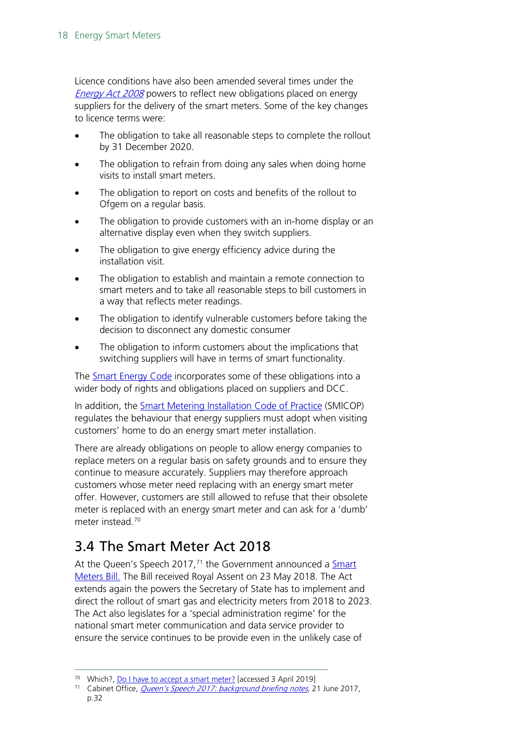Licence conditions have also been amended several times under the *Energy Act 2008* powers to reflect new obligations placed on energy suppliers for the delivery of the smart meters. Some of the key changes to licence terms were:

- The obligation to take all reasonable steps to complete the rollout by 31 December 2020.
- The obligation to refrain from doing any sales when doing home visits to install smart meters.
- The obligation to report on costs and benefits of the rollout to Ofgem on a regular basis.
- The obligation to provide customers with an in-home display or an alternative display even when they switch suppliers.
- The obligation to give energy efficiency advice during the installation visit.
- The obligation to establish and maintain a remote connection to smart meters and to take all reasonable steps to bill customers in a way that reflects meter readings.
- The obligation to identify vulnerable customers before taking the decision to disconnect any domestic consumer
- The obligation to inform customers about the implications that switching suppliers will have in terms of smart functionality.

The Smart Energy Code incorporates some of these obligations into a wider body of rights and obligations placed on suppliers and DCC.

In addition, the Smart Metering Installation Code of Practice (SMICOP) regulates the behaviour that energy suppliers must adopt when visiting customers' home to do an energy smart meter installation.

There are already obligations on people to allow energy companies to replace meters on a regular basis on safety grounds and to ensure they continue to measure accurately. Suppliers may therefore approach customers whose meter need replacing with an energy smart meter offer. However, customers are still allowed to refuse that their obsolete meter is replaced with an energy smart meter and can ask for a 'dumb' meter instead.[70]

## 3.4 The Smart Meter Act 2018

At the Queen's Speech 2017,[71] the Government announced a Smart Meters Bill. The Bill received Royal Assent on 23 May 2018. The Act extends again the powers the Secretary of State has to implement and direct the rollout of smart gas and electricity meters from 2018 to 2023. The Act also legislates for a 'special administration regime' for the national smart meter communication and data service provider to ensure the service continues to be provide even in the unlikely case of

---

[70] Which?, Do I have to accept a smart meter? [accessed 3 April 2019]

[71] Cabinet Office, *Queen's Speech 2017: background briefing notes*, 21 June 2017, p.32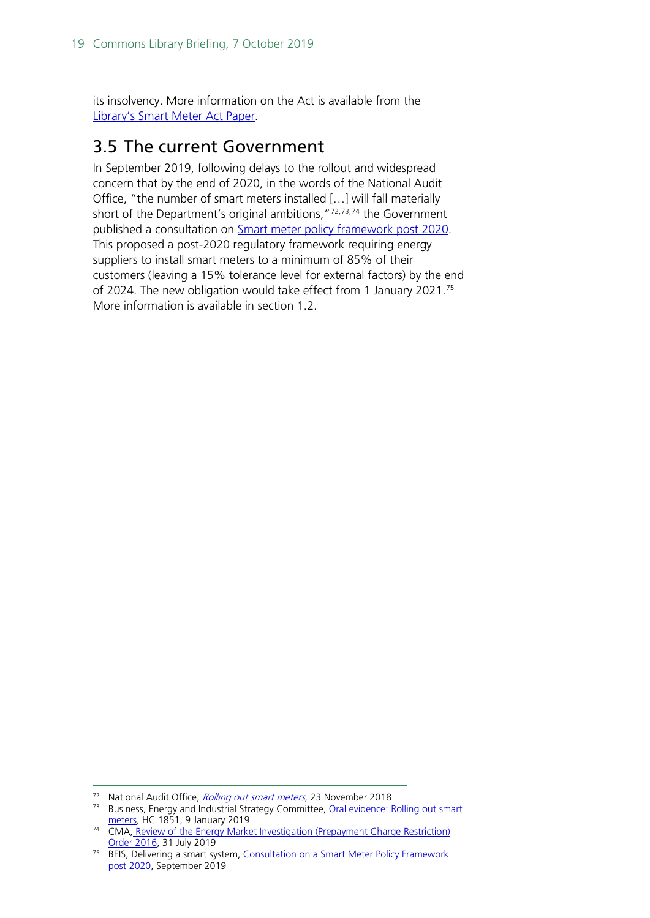its insolvency. More information on the Act is available from the [Library's Smart Meter Act Paper](#).

## 3.5 The current Government

In September 2019, following delays to the rollout and widespread concern that by the end of 2020, in the words of the National Audit Office, "the number of smart meters installed […] will fall materially short of the Department's original ambitions,"[72,73,74] the Government published a consultation on [Smart meter policy framework post 2020](#). This proposed a post-2020 regulatory framework requiring energy suppliers to install smart meters to a minimum of 85% of their customers (leaving a 15% tolerance level for external factors) by the end of 2024. The new obligation would take effect from 1 January 2021.[75] More information is available in section 1.2.

---

[72] National Audit Office, *Rolling out smart meters*, 23 November 2018

[73] Business, Energy and Industrial Strategy Committee, Oral evidence: Rolling out smart meters, HC 1851, 9 January 2019

[74] CMA, Review of the Energy Market Investigation (Prepayment Charge Restriction) Order 2016, 31 July 2019

[75] BEIS, Delivering a smart system, Consultation on a Smart Meter Policy Framework post 2020, September 2019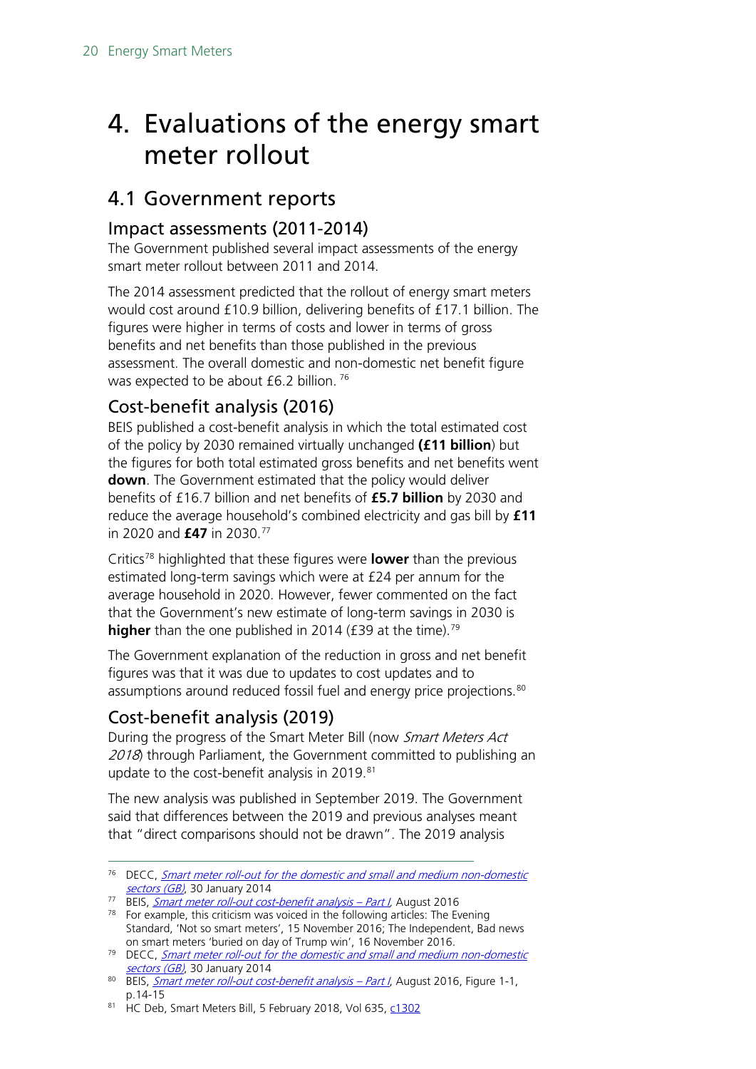# 4. Evaluations of the energy smart meter rollout

## 4.1 Government reports

### Impact assessments (2011-2014)

The Government published several impact assessments of the energy smart meter rollout between 2011 and 2014.

The 2014 assessment predicted that the rollout of energy smart meters would cost around £10.9 billion, delivering benefits of £17.1 billion. The figures were higher in terms of costs and lower in terms of gross benefits and net benefits than those published in the previous assessment. The overall domestic and non-domestic net benefit figure was expected to be about £6.2 billion. [76]

### Cost-benefit analysis (2016)

BEIS published a cost-benefit analysis in which the total estimated cost of the policy by 2030 remained virtually unchanged **(£11 billion**) but the figures for both total estimated gross benefits and net benefits went **down**. The Government estimated that the policy would deliver benefits of £16.7 billion and net benefits of **£5.7 billion** by 2030 and reduce the average household's combined electricity and gas bill by **£11** in 2020 and **£47** in 2030.[77]

Critics[78] highlighted that these figures were **lower** than the previous estimated long-term savings which were at £24 per annum for the average household in 2020. However, fewer commented on the fact that the Government's new estimate of long-term savings in 2030 is **higher** than the one published in 2014 (£39 at the time).[79]

The Government explanation of the reduction in gross and net benefit figures was that it was due to updates to cost updates and to assumptions around reduced fossil fuel and energy price projections.[80]

### Cost-benefit analysis (2019)

During the progress of the Smart Meter Bill (now *Smart Meters Act 2018*) through Parliament, the Government committed to publishing an update to the cost-benefit analysis in 2019.[81]

The new analysis was published in September 2019. The Government said that differences between the 2019 and previous analyses meant that "direct comparisons should not be drawn". The 2019 analysis

---

[76] DECC, *Smart meter roll-out for the domestic and small and medium non-domestic sectors (GB)*, 30 January 2014

[77] BEIS, *Smart meter roll-out cost-benefit analysis – Part I*, August 2016

[78] For example, this criticism was voiced in the following articles: The Evening Standard, 'Not so smart meters', 15 November 2016; The Independent, Bad news on smart meters 'buried on day of Trump win', 16 November 2016.

[79] DECC, *Smart meter roll-out for the domestic and small and medium non-domestic sectors (GB)*, 30 January 2014

[80] BEIS, *Smart meter roll-out cost-benefit analysis – Part I*, August 2016, Figure 1-1, p.14-15

[81] HC Deb, Smart Meters Bill, 5 February 2018, Vol 635, c1302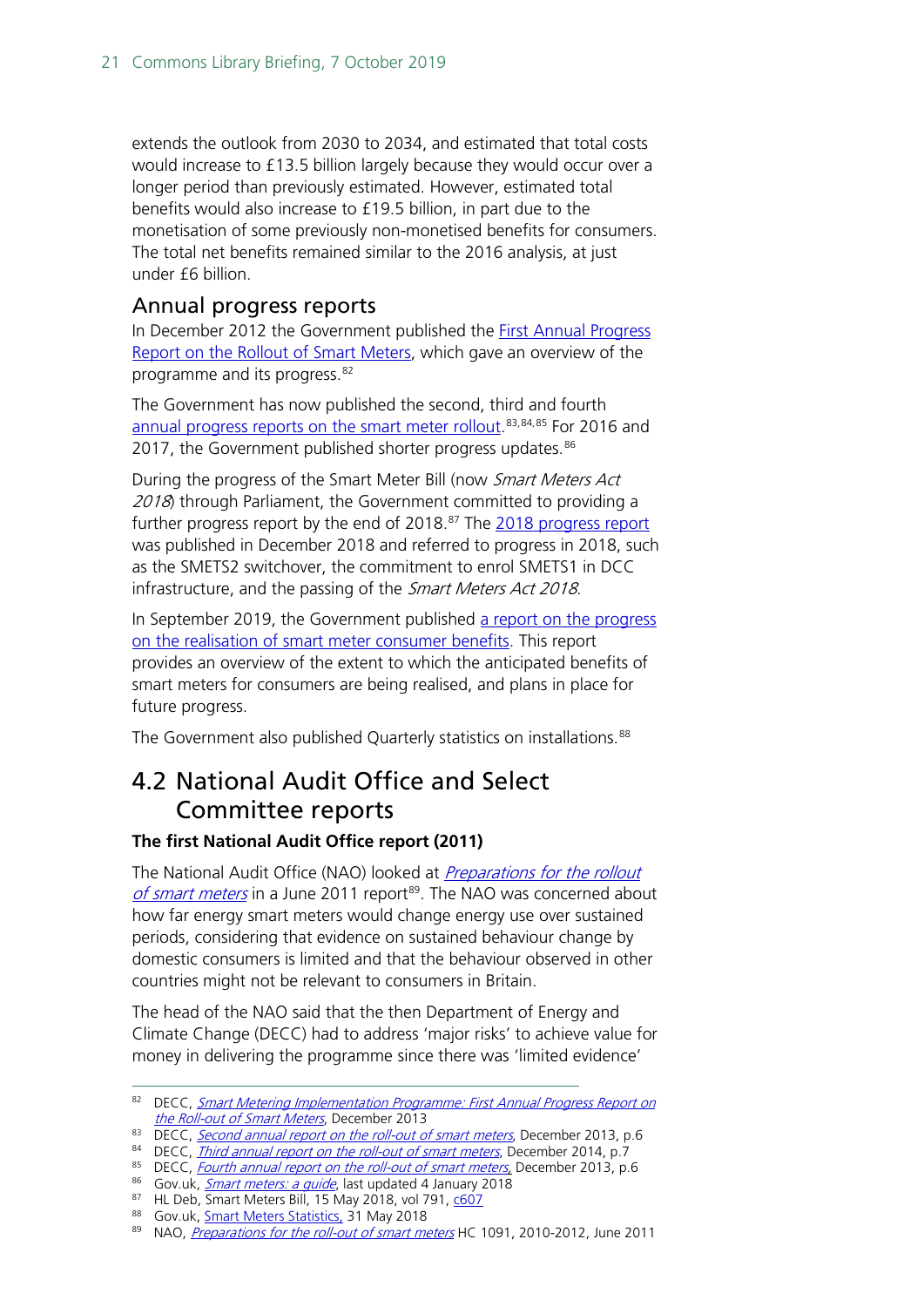extends the outlook from 2030 to 2034, and estimated that total costs would increase to £13.5 billion largely because they would occur over a longer period than previously estimated. However, estimated total benefits would also increase to £19.5 billion, in part due to the monetisation of some previously non-monetised benefits for consumers. The total net benefits remained similar to the 2016 analysis, at just under £6 billion.

### Annual progress reports

In December 2012 the Government published the First Annual Progress Report on the Rollout of Smart Meters, which gave an overview of the programme and its progress.[82]

The Government has now published the second, third and fourth annual progress reports on the smart meter rollout.[83,84,85] For 2016 and 2017, the Government published shorter progress updates.[86]

During the progress of the Smart Meter Bill (now *Smart Meters Act 2018*) through Parliament, the Government committed to providing a further progress report by the end of 2018.[87] The 2018 progress report was published in December 2018 and referred to progress in 2018, such as the SMETS2 switchover, the commitment to enrol SMETS1 in DCC infrastructure, and the passing of the *Smart Meters Act 2018*.

In September 2019, the Government published a report on the progress on the realisation of smart meter consumer benefits. This report provides an overview of the extent to which the anticipated benefits of smart meters for consumers are being realised, and plans in place for future progress.

The Government also published Quarterly statistics on installations.[88]

## 4.2 National Audit Office and Select Committee reports

**The first National Audit Office report (2011)**

The National Audit Office (NAO) looked at *Preparations for the rollout of smart meters* in a June 2011 report[89]. The NAO was concerned about how far energy smart meters would change energy use over sustained periods, considering that evidence on sustained behaviour change by domestic consumers is limited and that the behaviour observed in other countries might not be relevant to consumers in Britain.

The head of the NAO said that the then Department of Energy and Climate Change (DECC) had to address 'major risks' to achieve value for money in delivering the programme since there was 'limited evidence'

---

[82] DECC, *Smart Metering Implementation Programme: First Annual Progress Report on the Roll-out of Smart Meters*, December 2013

[83] DECC, *Second annual report on the roll-out of smart meters*, December 2013, p.6

[84] DECC, *Third annual report on the roll-out of smart meters*, December 2014, p.7

[85] DECC, *Fourth annual report on the roll-out of smart meters*, December 2013, p.6

[86] Gov.uk, *Smart meters: a guide*, last updated 4 January 2018

[87] HL Deb, Smart Meters Bill, 15 May 2018, vol 791, c607

[88] Gov.uk, Smart Meters Statistics, 31 May 2018

[89] NAO, *Preparations for the roll-out of smart meters* HC 1091, 2010-2012, June 2011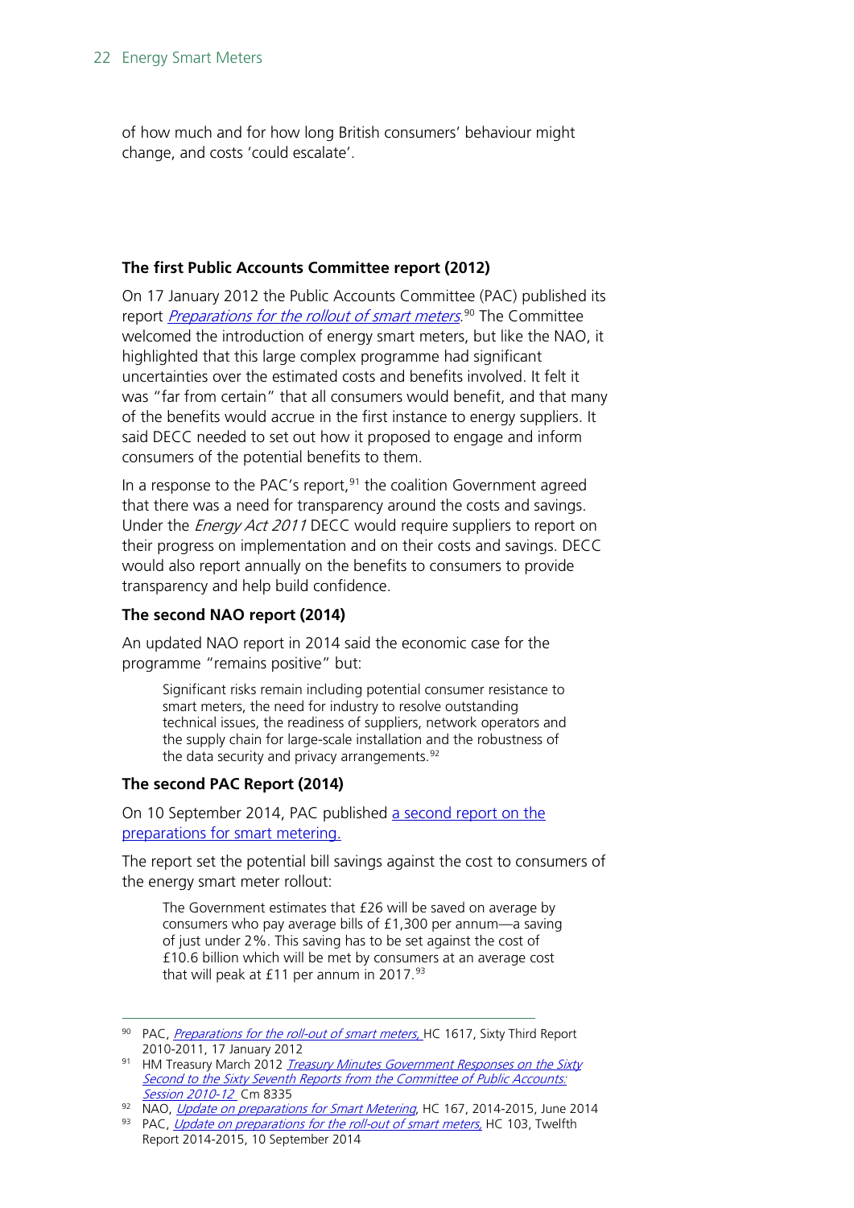of how much and for how long British consumers' behaviour might change, and costs 'could escalate'.

### The first Public Accounts Committee report (2012)

On 17 January 2012 the Public Accounts Committee (PAC) published its report *Preparations for the rollout of smart meters*.[90] The Committee welcomed the introduction of energy smart meters, but like the NAO, it highlighted that this large complex programme had significant uncertainties over the estimated costs and benefits involved. It felt it was "far from certain" that all consumers would benefit, and that many of the benefits would accrue in the first instance to energy suppliers. It said DECC needed to set out how it proposed to engage and inform consumers of the potential benefits to them.

In a response to the PAC's report,[91] the coalition Government agreed that there was a need for transparency around the costs and savings. Under the *Energy Act 2011* DECC would require suppliers to report on their progress on implementation and on their costs and savings. DECC would also report annually on the benefits to consumers to provide transparency and help build confidence.

### The second NAO report (2014)

An updated NAO report in 2014 said the economic case for the programme "remains positive" but:

> Significant risks remain including potential consumer resistance to smart meters, the need for industry to resolve outstanding technical issues, the readiness of suppliers, network operators and the supply chain for large-scale installation and the robustness of the data security and privacy arrangements.[92]

### The second PAC Report (2014)

On 10 September 2014, PAC published a second report on the preparations for smart metering.

The report set the potential bill savings against the cost to consumers of the energy smart meter rollout:

> The Government estimates that £26 will be saved on average by consumers who pay average bills of £1,300 per annum—a saving of just under 2%. This saving has to be set against the cost of £10.6 billion which will be met by consumers at an average cost that will peak at £11 per annum in 2017.[93]

---

[90] PAC, *Preparations for the roll-out of smart meters,* HC 1617, Sixty Third Report 2010-2011, 17 January 2012

[91] HM Treasury March 2012 *Treasury Minutes Government Responses on the Sixty Second to the Sixty Seventh Reports from the Committee of Public Accounts: Session 2010-12* Cm 8335

[92] NAO, *Update on preparations for Smart Metering*, HC 167, 2014-2015, June 2014

[93] PAC, *Update on preparations for the roll-out of smart meters,* HC 103, Twelfth Report 2014-2015, 10 September 2014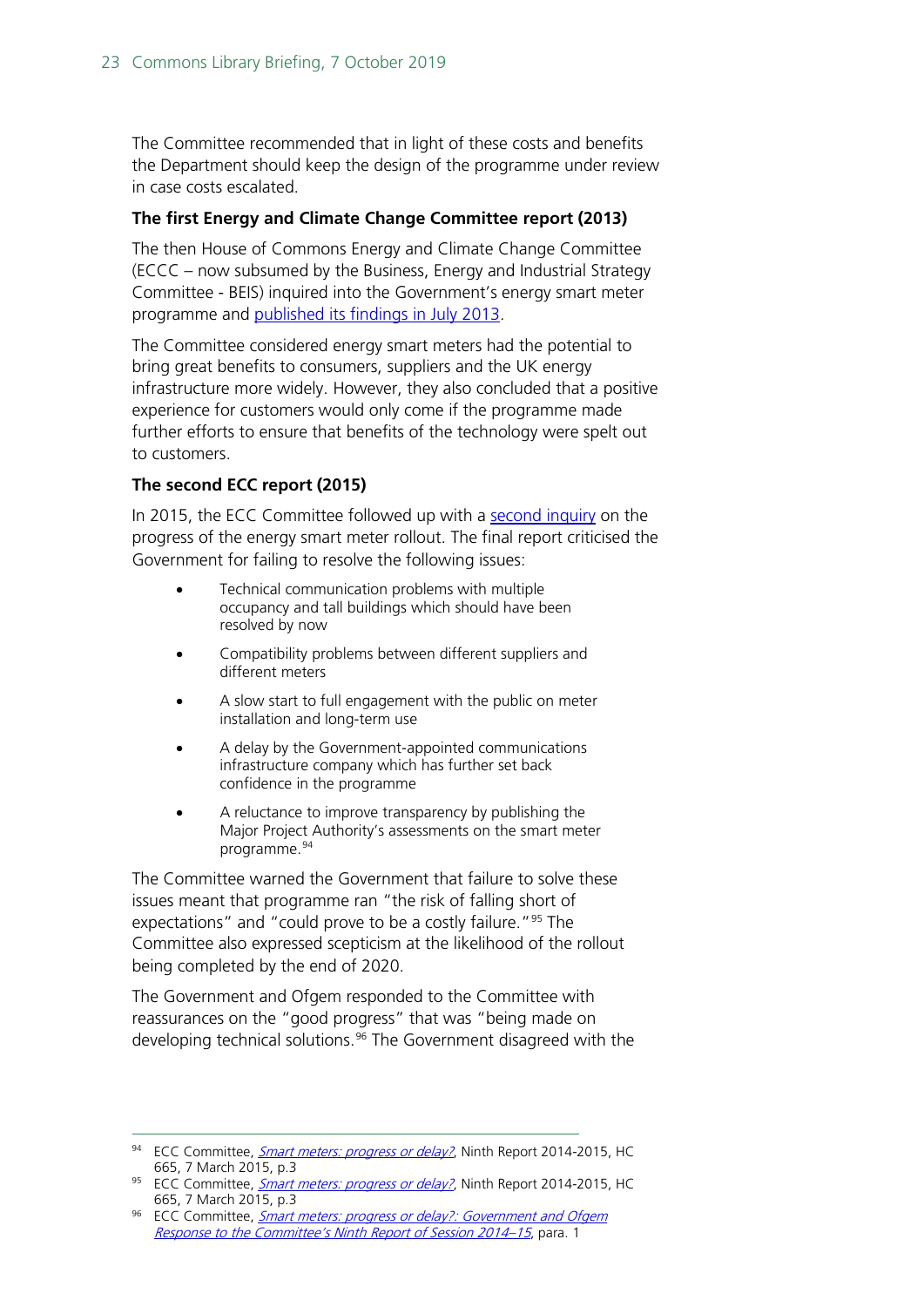The Committee recommended that in light of these costs and benefits the Department should keep the design of the programme under review in case costs escalated.

### The first Energy and Climate Change Committee report (2013)

The then House of Commons Energy and Climate Change Committee (ECCC – now subsumed by the Business, Energy and Industrial Strategy Committee - BEIS) inquired into the Government's energy smart meter programme and published its findings in July 2013.

The Committee considered energy smart meters had the potential to bring great benefits to consumers, suppliers and the UK energy infrastructure more widely. However, they also concluded that a positive experience for customers would only come if the programme made further efforts to ensure that benefits of the technology were spelt out to customers.

### The second ECC report (2015)

In 2015, the ECC Committee followed up with a second inquiry on the progress of the energy smart meter rollout. The final report criticised the Government for failing to resolve the following issues:

- Technical communication problems with multiple occupancy and tall buildings which should have been resolved by now
- Compatibility problems between different suppliers and different meters
- A slow start to full engagement with the public on meter installation and long-term use
- A delay by the Government-appointed communications infrastructure company which has further set back confidence in the programme
- A reluctance to improve transparency by publishing the Major Project Authority's assessments on the smart meter programme.[94]

The Committee warned the Government that failure to solve these issues meant that programme ran "the risk of falling short of expectations" and "could prove to be a costly failure."[95] The Committee also expressed scepticism at the likelihood of the rollout being completed by the end of 2020.

The Government and Ofgem responded to the Committee with reassurances on the "good progress" that was "being made on developing technical solutions.[96] The Government disagreed with the

---

[94] ECC Committee, *Smart meters: progress or delay?*, Ninth Report 2014-2015, HC 665, 7 March 2015, p.3

[95] ECC Committee, *Smart meters: progress or delay?*, Ninth Report 2014-2015, HC 665, 7 March 2015, p.3

[96] ECC Committee, *Smart meters: progress or delay?: Government and Ofgem Response to the Committee's Ninth Report of Session 2014–15*, para. 1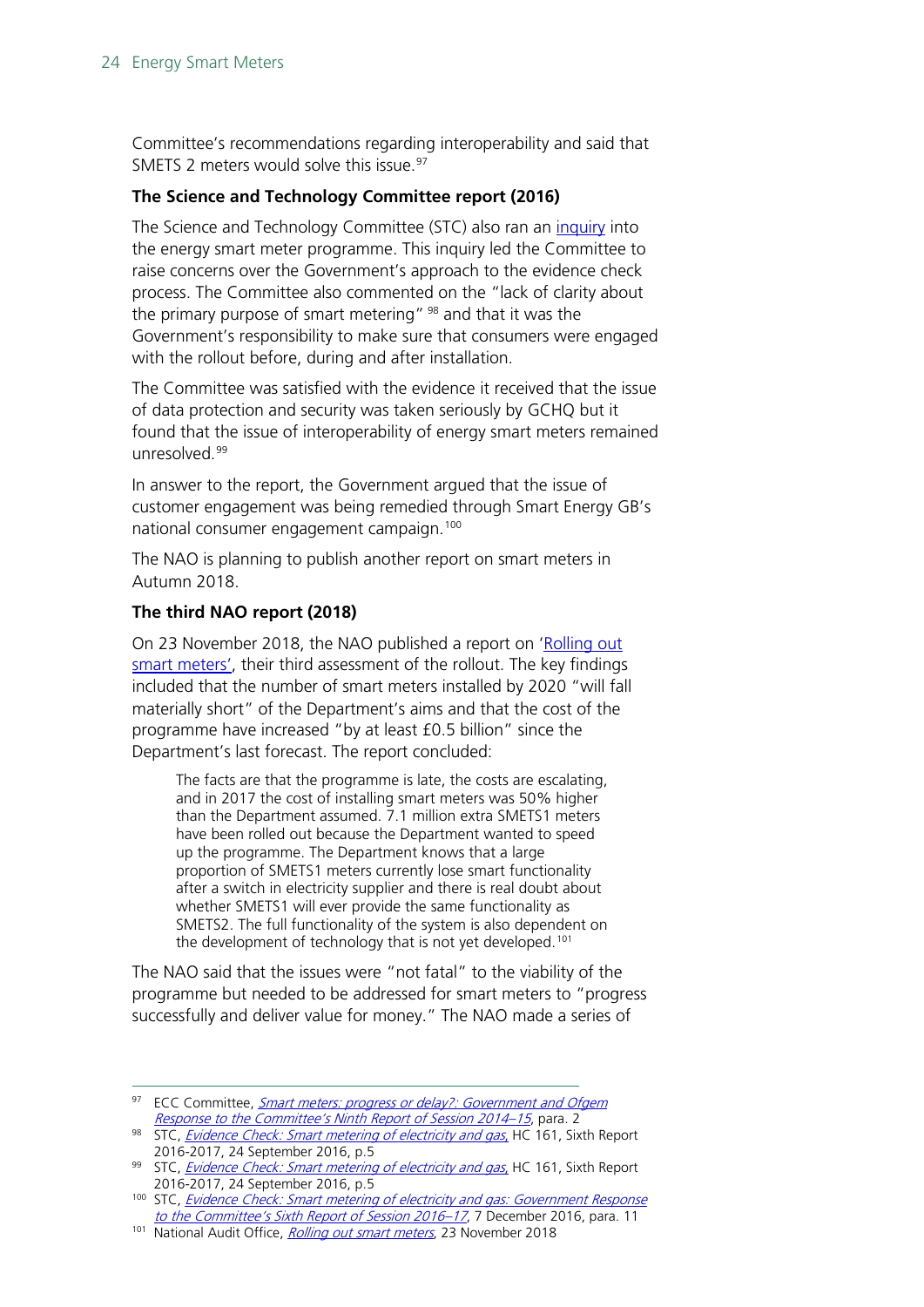Committee's recommendations regarding interoperability and said that SMETS 2 meters would solve this issue.[97]

**The Science and Technology Committee report (2016)**

The Science and Technology Committee (STC) also ran an inquiry into the energy smart meter programme. This inquiry led the Committee to raise concerns over the Government's approach to the evidence check process. The Committee also commented on the "lack of clarity about the primary purpose of smart metering" [98] and that it was the Government's responsibility to make sure that consumers were engaged with the rollout before, during and after installation.

The Committee was satisfied with the evidence it received that the issue of data protection and security was taken seriously by GCHQ but it found that the issue of interoperability of energy smart meters remained unresolved.[99]

In answer to the report, the Government argued that the issue of customer engagement was being remedied through Smart Energy GB's national consumer engagement campaign.[100]

The NAO is planning to publish another report on smart meters in Autumn 2018.

**The third NAO report (2018)**

On 23 November 2018, the NAO published a report on 'Rolling out smart meters', their third assessment of the rollout. The key findings included that the number of smart meters installed by 2020 "will fall materially short" of the Department's aims and that the cost of the programme have increased "by at least £0.5 billion" since the Department's last forecast. The report concluded:

> The facts are that the programme is late, the costs are escalating, and in 2017 the cost of installing smart meters was 50% higher than the Department assumed. 7.1 million extra SMETS1 meters have been rolled out because the Department wanted to speed up the programme. The Department knows that a large proportion of SMETS1 meters currently lose smart functionality after a switch in electricity supplier and there is real doubt about whether SMETS1 will ever provide the same functionality as SMETS2. The full functionality of the system is also dependent on the development of technology that is not yet developed.[101]

The NAO said that the issues were "not fatal" to the viability of the programme but needed to be addressed for smart meters to "progress successfully and deliver value for money." The NAO made a series of

---

[97] ECC Committee, *Smart meters: progress or delay?: Government and Ofgem Response to the Committee's Ninth Report of Session 2014–15*, para. 2

[98] STC, *Evidence Check: Smart metering of electricity and gas*, HC 161, Sixth Report 2016-2017, 24 September 2016, p.5

[99] STC, *Evidence Check: Smart metering of electricity and gas*, HC 161, Sixth Report 2016-2017, 24 September 2016, p.5

[100] STC, *Evidence Check: Smart metering of electricity and gas: Government Response to the Committee's Sixth Report of Session 2016–17*, 7 December 2016, para. 11

[101] National Audit Office, *Rolling out smart meters*, 23 November 2018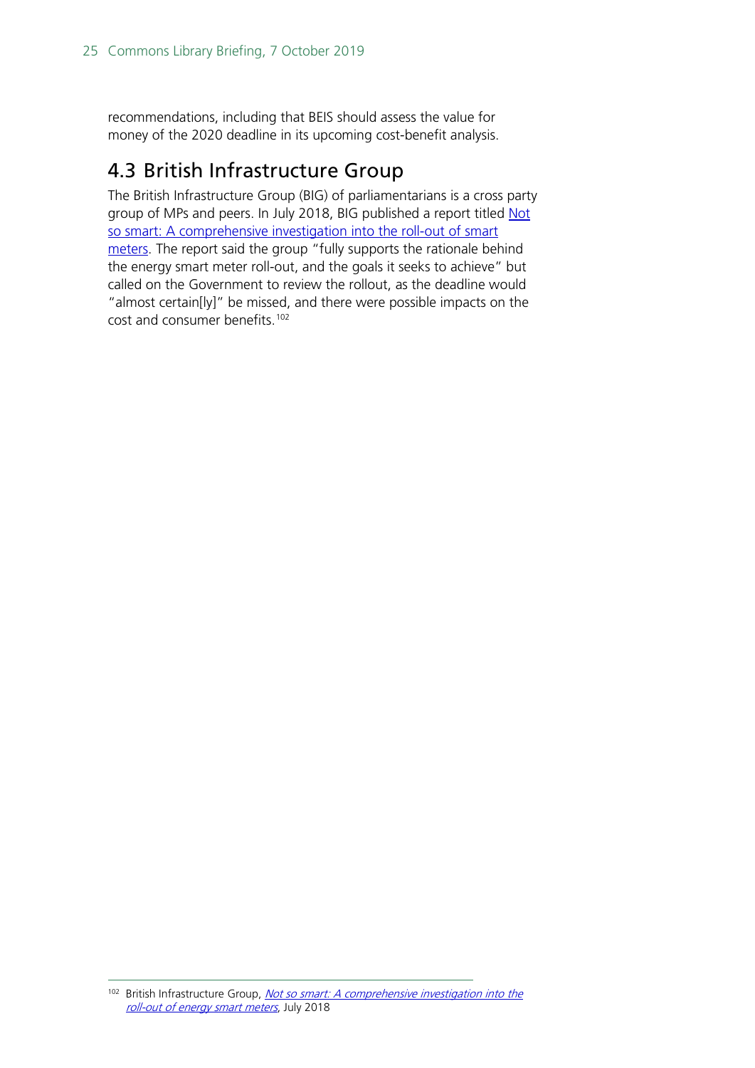recommendations, including that BEIS should assess the value for money of the 2020 deadline in its upcoming cost-benefit analysis.

## 4.3 British Infrastructure Group

The British Infrastructure Group (BIG) of parliamentarians is a cross party group of MPs and peers. In July 2018, BIG published a report titled Not so smart: A comprehensive investigation into the roll-out of smart meters. The report said the group "fully supports the rationale behind the energy smart meter roll-out, and the goals it seeks to achieve" but called on the Government to review the rollout, as the deadline would "almost certain[ly]" be missed, and there were possible impacts on the cost and consumer benefits.[102]

---

[102] British Infrastructure Group, *Not so smart: A comprehensive investigation into the roll-out of energy smart meters*, July 2018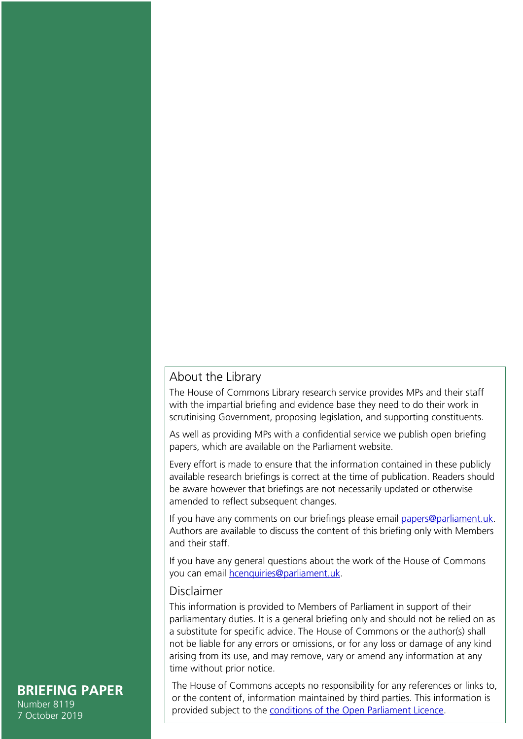## About the Library

The House of Commons Library research service provides MPs and their staff with the impartial briefing and evidence base they need to do their work in scrutinising Government, proposing legislation, and supporting constituents.

As well as providing MPs with a confidential service we publish open briefing papers, which are available on the Parliament website.

Every effort is made to ensure that the information contained in these publicly available research briefings is correct at the time of publication. Readers should be aware however that briefings are not necessarily updated or otherwise amended to reflect subsequent changes.

If you have any comments on our briefings please email papers@parliament.uk. Authors are available to discuss the content of this briefing only with Members and their staff.

If you have any general questions about the work of the House of Commons you can email hcenquiries@parliament.uk.

## Disclaimer

This information is provided to Members of Parliament in support of their parliamentary duties. It is a general briefing only and should not be relied on as a substitute for specific advice. The House of Commons or the author(s) shall not be liable for any errors or omissions, or for any loss or damage of any kind arising from its use, and may remove, vary or amend any information at any time without prior notice.

The House of Commons accepts no responsibility for any references or links to, or the content of, information maintained by third parties. This information is provided subject to the conditions of the Open Parliament Licence.

**BRIEFING PAPER**
Number 8119
7 October 2019